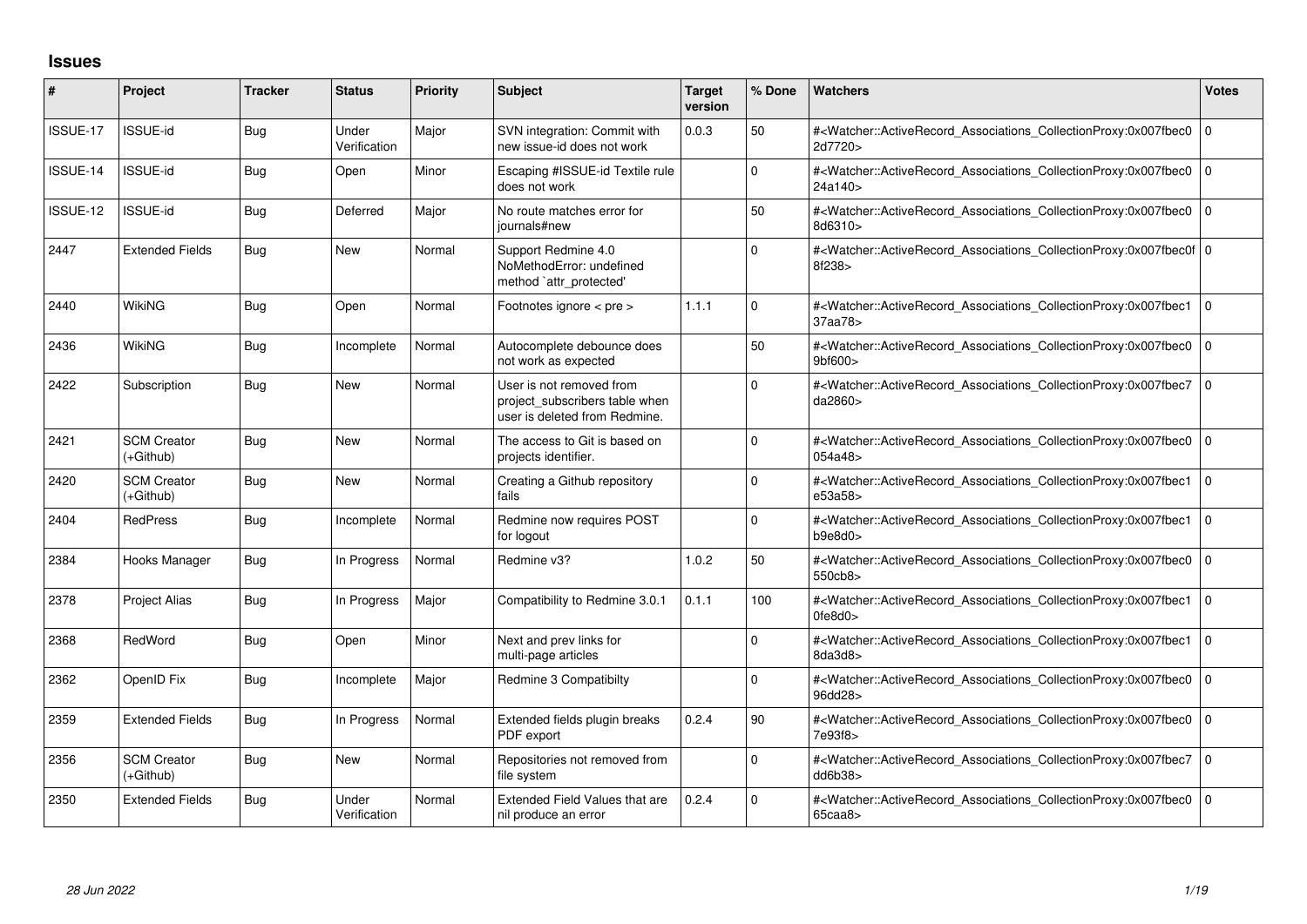## Issues

| # | Project | Tracker | Status | Priority | Subject | Target version | % Done | Watchers | Votes |
|---|---|---|---|---|---|---|---|---|---|
| ISSUE-17 | ISSUE-id | Bug | Under Verification | Major | SVN integration: Commit with new issue-id does not work | 0.0.3 | 50 | #<Watcher::ActiveRecord_Associations_CollectionProxy:0x007fbec02d7720> | 0 |
| ISSUE-14 | ISSUE-id | Bug | Open | Minor | Escaping #ISSUE-id Textile rule does not work | | 0 | #<Watcher::ActiveRecord_Associations_CollectionProxy:0x007fbec024a140> | 0 |
| ISSUE-12 | ISSUE-id | Bug | Deferred | Major | No route matches error for journals#new | | 50 | #<Watcher::ActiveRecord_Associations_CollectionProxy:0x007fbec08d6310> | 0 |
| 2447 | Extended Fields | Bug | New | Normal | Support Redmine 4.0 NoMethodError: undefined method `attr_protected' | | 0 | #<Watcher::ActiveRecord_Associations_CollectionProxy:0x007fbec0f8f238> | 0 |
| 2440 | WikiNG | Bug | Open | Normal | Footnotes ignore < pre > | 1.1.1 | 0 | #<Watcher::ActiveRecord_Associations_CollectionProxy:0x007fbec137aa78> | 0 |
| 2436 | WikiNG | Bug | Incomplete | Normal | Autocomplete debounce does not work as expected | | 50 | #<Watcher::ActiveRecord_Associations_CollectionProxy:0x007fbec09bf600> | 0 |
| 2422 | Subscription | Bug | New | Normal | User is not removed from project_subscribers table when user is deleted from Redmine. | | 0 | #<Watcher::ActiveRecord_Associations_CollectionProxy:0x007fbec7da2860> | 0 |
| 2421 | SCM Creator (+Github) | Bug | New | Normal | The access to Git is based on projects identifier. | | 0 | #<Watcher::ActiveRecord_Associations_CollectionProxy:0x007fbec0054a48> | 0 |
| 2420 | SCM Creator (+Github) | Bug | New | Normal | Creating a Github repository fails | | 0 | #<Watcher::ActiveRecord_Associations_CollectionProxy:0x007fbec1e53a58> | 0 |
| 2404 | RedPress | Bug | Incomplete | Normal | Redmine now requires POST for logout | | 0 | #<Watcher::ActiveRecord_Associations_CollectionProxy:0x007fbec1b9e8d0> | 0 |
| 2384 | Hooks Manager | Bug | In Progress | Normal | Redmine v3? | 1.0.2 | 50 | #<Watcher::ActiveRecord_Associations_CollectionProxy:0x007fbec0550cb8> | 0 |
| 2378 | Project Alias | Bug | In Progress | Major | Compatibility to Redmine 3.0.1 | 0.1.1 | 100 | #<Watcher::ActiveRecord_Associations_CollectionProxy:0x007fbec10fe8d0> | 0 |
| 2368 | RedWord | Bug | Open | Minor | Next and prev links for multi-page articles | | 0 | #<Watcher::ActiveRecord_Associations_CollectionProxy:0x007fbec18da3d8> | 0 |
| 2362 | OpenID Fix | Bug | Incomplete | Major | Redmine 3 Compatibilty | | 0 | #<Watcher::ActiveRecord_Associations_CollectionProxy:0x007fbec096dd28> | 0 |
| 2359 | Extended Fields | Bug | In Progress | Normal | Extended fields plugin breaks PDF export | 0.2.4 | 90 | #<Watcher::ActiveRecord_Associations_CollectionProxy:0x007fbec07e93f8> | 0 |
| 2356 | SCM Creator (+Github) | Bug | New | Normal | Repositories not removed from file system | | 0 | #<Watcher::ActiveRecord_Associations_CollectionProxy:0x007fbec7dd6b38> | 0 |
| 2350 | Extended Fields | Bug | Under Verification | Normal | Extended Field Values that are nil produce an error | 0.2.4 | 0 | #<Watcher::ActiveRecord_Associations_CollectionProxy:0x007fbec065caa8> | 0 |

*28 Jun 2022*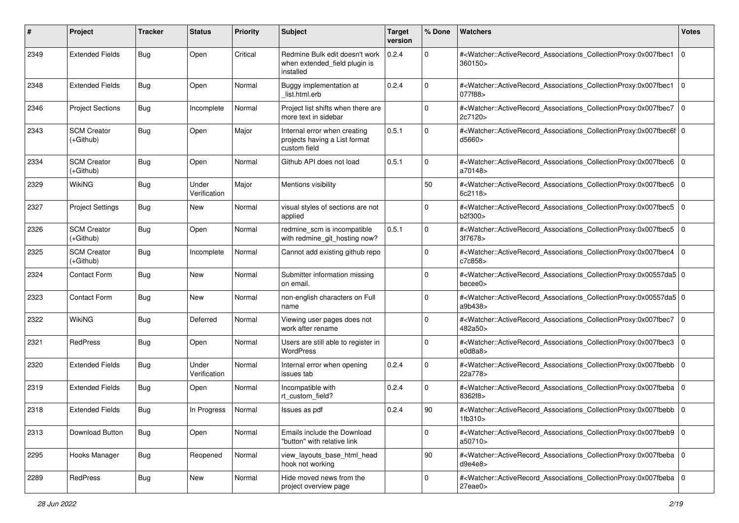| # | Project | Tracker | Status | Priority | Subject | Target version | % Done | Watchers | Votes |
|---|---|---|---|---|---|---|---|---|---|
| 2349 | Extended Fields | Bug | Open | Critical | Redmine Bulk edit doesn't work when extended_field plugin is installed | 0.2.4 | 0 | #<Watcher::ActiveRecord_Associations_CollectionProxy:0x007fbec1360150> | 0 |
| 2348 | Extended Fields | Bug | Open | Normal | Buggy implementation at _list.html.erb | 0.2.4 | 0 | #<Watcher::ActiveRecord_Associations_CollectionProxy:0x007fbec1077f88> | 0 |
| 2346 | Project Sections | Bug | Incomplete | Normal | Project list shifts when there are more text in sidebar | | 0 | #<Watcher::ActiveRecord_Associations_CollectionProxy:0x007fbec72c7120> | 0 |
| 2343 | SCM Creator (+Github) | Bug | Open | Major | Internal error when creating projects having a List format custom field | 0.5.1 | 0 | #<Watcher::ActiveRecord_Associations_CollectionProxy:0x007fbec6fd5660> | 0 |
| 2334 | SCM Creator (+Github) | Bug | Open | Normal | Github API does not load | 0.5.1 | 0 | #<Watcher::ActiveRecord_Associations_CollectionProxy:0x007fbec6a70148> | 0 |
| 2329 | WikiNG | Bug | Under Verification | Major | Mentions visibility | | 50 | #<Watcher::ActiveRecord_Associations_CollectionProxy:0x007fbec66c2118> | 0 |
| 2327 | Project Settings | Bug | New | Normal | visual styles of sections are not applied | | 0 | #<Watcher::ActiveRecord_Associations_CollectionProxy:0x007fbec5b2f300> | 0 |
| 2326 | SCM Creator (+Github) | Bug | Open | Normal | redmine_scm is incompatible with redmine_git_hosting now? | 0.5.1 | 0 | #<Watcher::ActiveRecord_Associations_CollectionProxy:0x007fbec53f7678> | 0 |
| 2325 | SCM Creator (+Github) | Bug | Incomplete | Normal | Cannot add existing github repo | | 0 | #<Watcher::ActiveRecord_Associations_CollectionProxy:0x007fbec4c7c858> | 0 |
| 2324 | Contact Form | Bug | New | Normal | Submitter information missing on email. | | 0 | #<Watcher::ActiveRecord_Associations_CollectionProxy:0x00557da5becee0> | 0 |
| 2323 | Contact Form | Bug | New | Normal | non-english characters on Full name | | 0 | #<Watcher::ActiveRecord_Associations_CollectionProxy:0x00557da5a9b438> | 0 |
| 2322 | WikiNG | Bug | Deferred | Normal | Viewing user pages does not work after rename | | 0 | #<Watcher::ActiveRecord_Associations_CollectionProxy:0x007fbec7482a50> | 0 |
| 2321 | RedPress | Bug | Open | Normal | Users are still able to register in WordPress | | 0 | #<Watcher::ActiveRecord_Associations_CollectionProxy:0x007fbec3e0d8a8> | 0 |
| 2320 | Extended Fields | Bug | Under Verification | Normal | Internal error when opening issues tab | 0.2.4 | 0 | #<Watcher::ActiveRecord_Associations_CollectionProxy:0x007fbebb22a778> | 0 |
| 2319 | Extended Fields | Bug | Open | Normal | Incompatible with rt_custom_field? | 0.2.4 | 0 | #<Watcher::ActiveRecord_Associations_CollectionProxy:0x007fbeba8362f8> | 0 |
| 2318 | Extended Fields | Bug | In Progress | Normal | Issues as pdf | 0.2.4 | 90 | #<Watcher::ActiveRecord_Associations_CollectionProxy:0x007fbebb1fb310> | 0 |
| 2313 | Download Button | Bug | Open | Normal | Emails include the Download "button" with relative link | | 0 | #<Watcher::ActiveRecord_Associations_CollectionProxy:0x007fbeb9a50710> | 0 |
| 2295 | Hooks Manager | Bug | Reopened | Normal | view_layouts_base_html_head hook not working | | 90 | #<Watcher::ActiveRecord_Associations_CollectionProxy:0x007fbebad9e4e8> | 0 |
| 2289 | RedPress | Bug | New | Normal | Hide moved news from the project overview page | | 0 | #<Watcher::ActiveRecord_Associations_CollectionProxy:0x007fbeba27eae0> | 0 |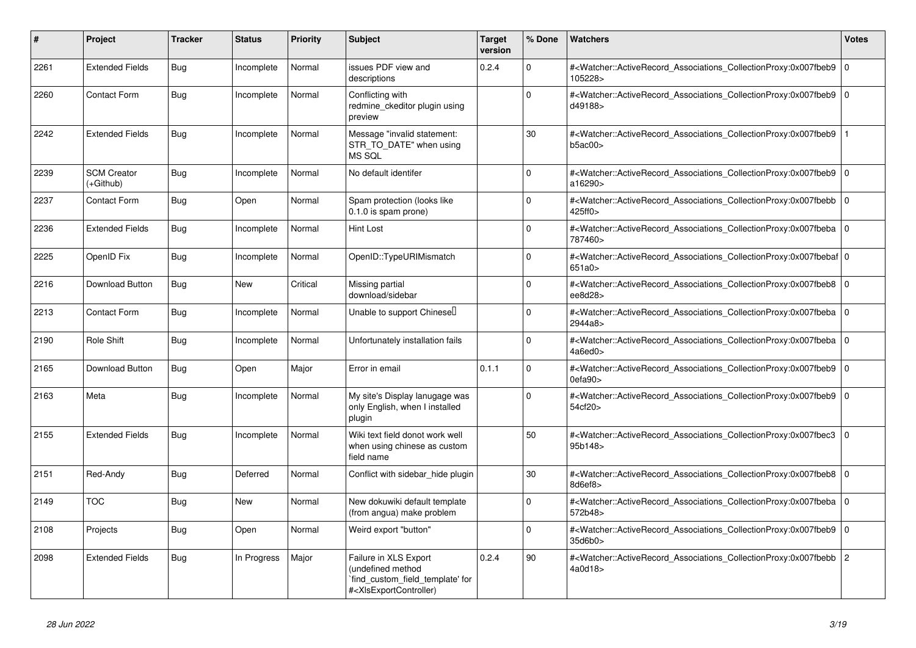| # | Project | Tracker | Status | Priority | Subject | Target version | % Done | Watchers | Votes |
|---|---|---|---|---|---|---|---|---|---|
| 2261 | Extended Fields | Bug | Incomplete | Normal | issues PDF view and descriptions | 0.2.4 | 0 | #<Watcher::ActiveRecord_Associations_CollectionProxy:0x007fbeb9105228> | 0 |
| 2260 | Contact Form | Bug | Incomplete | Normal | Conflicting with redmine_ckeditor plugin using preview |  | 0 | #<Watcher::ActiveRecord_Associations_CollectionProxy:0x007fbeb9d49188> | 0 |
| 2242 | Extended Fields | Bug | Incomplete | Normal | Message "invalid statement: STR_TO_DATE" when using MS SQL |  | 30 | #<Watcher::ActiveRecord_Associations_CollectionProxy:0x007fbeb9b5ac00> | 1 |
| 2239 | SCM Creator (+Github) | Bug | Incomplete | Normal | No default identifer |  | 0 | #<Watcher::ActiveRecord_Associations_CollectionProxy:0x007fbeb9a16290> | 0 |
| 2237 | Contact Form | Bug | Open | Normal | Spam protection (looks like 0.1.0 is spam prone) |  | 0 | #<Watcher::ActiveRecord_Associations_CollectionProxy:0x007fbebb425ff0> | 0 |
| 2236 | Extended Fields | Bug | Incomplete | Normal | Hint Lost |  | 0 | #<Watcher::ActiveRecord_Associations_CollectionProxy:0x007fbeba787460> | 0 |
| 2225 | OpenID Fix | Bug | Incomplete | Normal | OpenID::TypeURIMismatch |  | 0 | #<Watcher::ActiveRecord_Associations_CollectionProxy:0x007fbebaf651a0> | 0 |
| 2216 | Download Button | Bug | New | Critical | Missing partial download/sidebar |  | 0 | #<Watcher::ActiveRecord_Associations_CollectionProxy:0x007fbeb8ee8d28> | 0 |
| 2213 | Contact Form | Bug | Incomplete | Normal | Unable to support Chinese |  | 0 | #<Watcher::ActiveRecord_Associations_CollectionProxy:0x007fbeba2944a8> | 0 |
| 2190 | Role Shift | Bug | Incomplete | Normal | Unfortunately installation fails |  | 0 | #<Watcher::ActiveRecord_Associations_CollectionProxy:0x007fbeba4a6ed0> | 0 |
| 2165 | Download Button | Bug | Open | Major | Error in email | 0.1.1 | 0 | #<Watcher::ActiveRecord_Associations_CollectionProxy:0x007fbeb90efa90> | 0 |
| 2163 | Meta | Bug | Incomplete | Normal | My site's Display lanugage was only English, when I installed plugin |  | 0 | #<Watcher::ActiveRecord_Associations_CollectionProxy:0x007fbeb954cf20> | 0 |
| 2155 | Extended Fields | Bug | Incomplete | Normal | Wiki text field donot work well when using chinese as custom field name |  | 50 | #<Watcher::ActiveRecord_Associations_CollectionProxy:0x007fbec395b148> | 0 |
| 2151 | Red-Andy | Bug | Deferred | Normal | Conflict with sidebar_hide plugin |  | 30 | #<Watcher::ActiveRecord_Associations_CollectionProxy:0x007fbeb88d6ef8> | 0 |
| 2149 | TOC | Bug | New | Normal | New dokuwiki default template (from angua) make problem |  | 0 | #<Watcher::ActiveRecord_Associations_CollectionProxy:0x007fbeba572b48> | 0 |
| 2108 | Projects | Bug | Open | Normal | Weird export "button" |  | 0 | #<Watcher::ActiveRecord_Associations_CollectionProxy:0x007fbeb935d6b0> | 0 |
| 2098 | Extended Fields | Bug | In Progress | Major | Failure in XLS Export (undefined method `find_custom_field_template' for #<XlsExportController>) | 0.2.4 | 90 | #<Watcher::ActiveRecord_Associations_CollectionProxy:0x007fbebb4a0d18> | 2 |

*28 Jun 2022*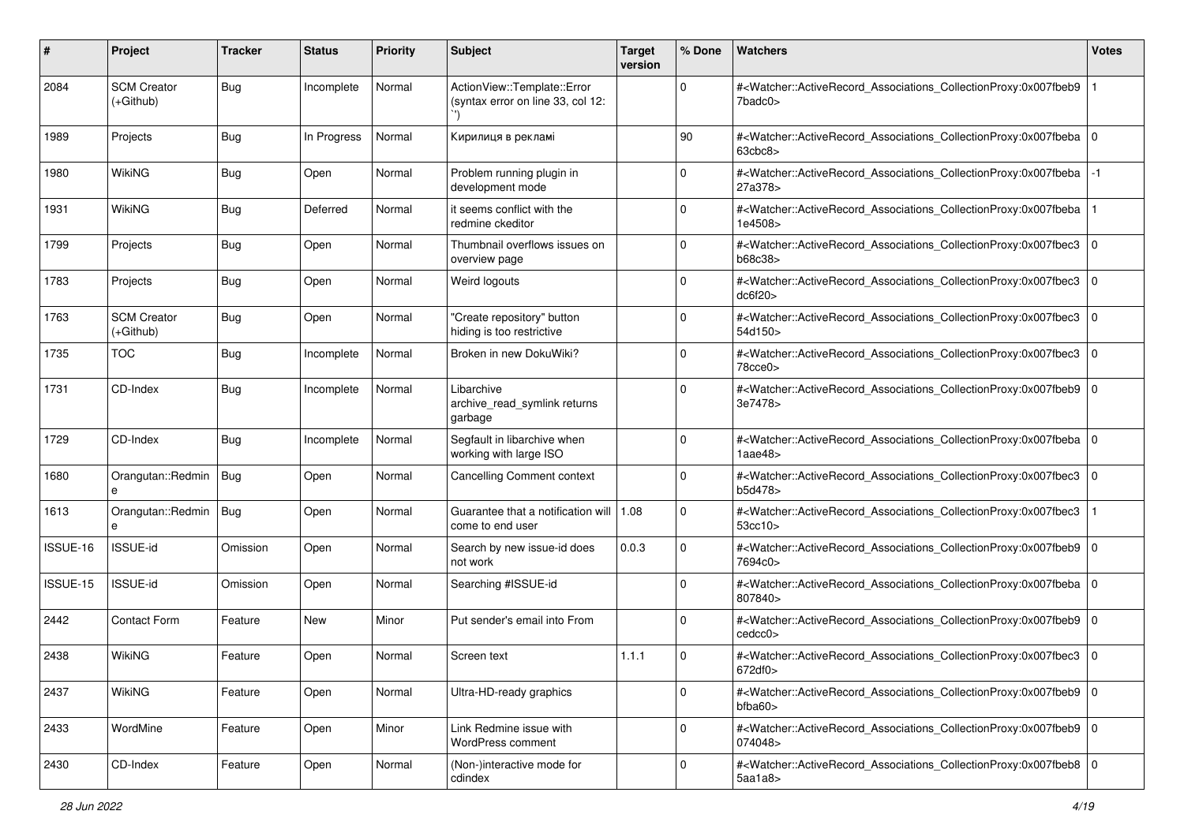| # | Project | Tracker | Status | Priority | Subject | Target version | % Done | Watchers | Votes |
|---|---|---|---|---|---|---|---|---|---|
| 2084 | SCM Creator (+Github) | Bug | Incomplete | Normal | ActionView::Template::Error (syntax error on line 33, col 12: ``) | | 0 | #<Watcher::ActiveRecord_Associations_CollectionProxy:0x007fbeb97badc0> | 1 |
| 1989 | Projects | Bug | In Progress | Normal | Кирилиця в рекламі | | 90 | #<Watcher::ActiveRecord_Associations_CollectionProxy:0x007fbeba63cbc8> | 0 |
| 1980 | WikiNG | Bug | Open | Normal | Problem running plugin in development mode | | 0 | #<Watcher::ActiveRecord_Associations_CollectionProxy:0x007fbeba27a378> | -1 |
| 1931 | WikiNG | Bug | Deferred | Normal | it seems conflict with the redmine ckeditor | | 0 | #<Watcher::ActiveRecord_Associations_CollectionProxy:0x007fbeba1e4508> | 1 |
| 1799 | Projects | Bug | Open | Normal | Thumbnail overflows issues on overview page | | 0 | #<Watcher::ActiveRecord_Associations_CollectionProxy:0x007fbec3b68c38> | 0 |
| 1783 | Projects | Bug | Open | Normal | Weird logouts | | 0 | #<Watcher::ActiveRecord_Associations_CollectionProxy:0x007fbec3dc6f20> | 0 |
| 1763 | SCM Creator (+Github) | Bug | Open | Normal | "Create repository" button hiding is too restrictive | | 0 | #<Watcher::ActiveRecord_Associations_CollectionProxy:0x007fbec354d150> | 0 |
| 1735 | TOC | Bug | Incomplete | Normal | Broken in new DokuWiki? | | 0 | #<Watcher::ActiveRecord_Associations_CollectionProxy:0x007fbec378cce0> | 0 |
| 1731 | CD-Index | Bug | Incomplete | Normal | Libarchive archive_read_symlink returns garbage | | 0 | #<Watcher::ActiveRecord_Associations_CollectionProxy:0x007fbeb93e7478> | 0 |
| 1729 | CD-Index | Bug | Incomplete | Normal | Segfault in libarchive when working with large ISO | | 0 | #<Watcher::ActiveRecord_Associations_CollectionProxy:0x007fbeba1aae48> | 0 |
| 1680 | Orangutan::Redmine | Bug | Open | Normal | Cancelling Comment context | | 0 | #<Watcher::ActiveRecord_Associations_CollectionProxy:0x007fbec3b5d478> | 0 |
| 1613 | Orangutan::Redmine | Bug | Open | Normal | Guarantee that a notification will come to end user | 1.08 | 0 | #<Watcher::ActiveRecord_Associations_CollectionProxy:0x007fbec353cc10> | 1 |
| ISSUE-16 | ISSUE-id | Omission | Open | Normal | Search by new issue-id does not work | 0.0.3 | 0 | #<Watcher::ActiveRecord_Associations_CollectionProxy:0x007fbeb97694c0> | 0 |
| ISSUE-15 | ISSUE-id | Omission | Open | Normal | Searching #ISSUE-id | | 0 | #<Watcher::ActiveRecord_Associations_CollectionProxy:0x007fbeba807840> | 0 |
| 2442 | Contact Form | Feature | New | Minor | Put sender's email into From | | 0 | #<Watcher::ActiveRecord_Associations_CollectionProxy:0x007fbeb9cedcc0> | 0 |
| 2438 | WikiNG | Feature | Open | Normal | Screen text | 1.1.1 | 0 | #<Watcher::ActiveRecord_Associations_CollectionProxy:0x007fbec3672df0> | 0 |
| 2437 | WikiNG | Feature | Open | Normal | Ultra-HD-ready graphics | | 0 | #<Watcher::ActiveRecord_Associations_CollectionProxy:0x007fbeb9bfba60> | 0 |
| 2433 | WordMine | Feature | Open | Minor | Link Redmine issue with WordPress comment | | 0 | #<Watcher::ActiveRecord_Associations_CollectionProxy:0x007fbeb9074048> | 0 |
| 2430 | CD-Index | Feature | Open | Normal | (Non-)interactive mode for cdindex | | 0 | #<Watcher::ActiveRecord_Associations_CollectionProxy:0x007fbeb85aa1a8> | 0 |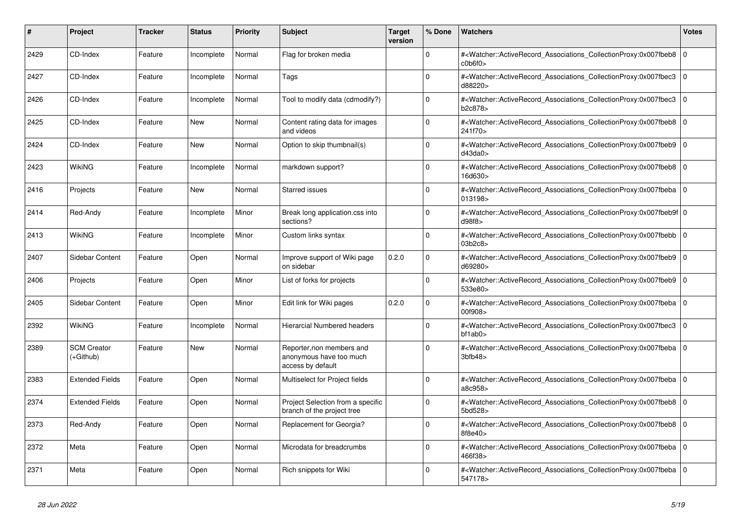| # | Project | Tracker | Status | Priority | Subject | Target version | % Done | Watchers | Votes |
|---|---|---|---|---|---|---|---|---|---|
| 2429 | CD-Index | Feature | Incomplete | Normal | Flag for broken media | | 0 | #<Watcher::ActiveRecord_Associations_CollectionProxy:0x007fbeb8c0b6f0> | 0 |
| 2427 | CD-Index | Feature | Incomplete | Normal | Tags | | 0 | #<Watcher::ActiveRecord_Associations_CollectionProxy:0x007fbec3d88220> | 0 |
| 2426 | CD-Index | Feature | Incomplete | Normal | Tool to modify data (cdmodify?) | | 0 | #<Watcher::ActiveRecord_Associations_CollectionProxy:0x007fbec3b2c878> | 0 |
| 2425 | CD-Index | Feature | New | Normal | Content rating data for images and videos | | 0 | #<Watcher::ActiveRecord_Associations_CollectionProxy:0x007fbeb8241f70> | 0 |
| 2424 | CD-Index | Feature | New | Normal | Option to skip thumbnail(s) | | 0 | #<Watcher::ActiveRecord_Associations_CollectionProxy:0x007fbeb9d43da0> | 0 |
| 2423 | WikiNG | Feature | Incomplete | Normal | markdown support? | | 0 | #<Watcher::ActiveRecord_Associations_CollectionProxy:0x007fbeb816d630> | 0 |
| 2416 | Projects | Feature | New | Normal | Starred issues | | 0 | #<Watcher::ActiveRecord_Associations_CollectionProxy:0x007fbeba013198> | 0 |
| 2414 | Red-Andy | Feature | Incomplete | Minor | Break long application.css into sections? | | 0 | #<Watcher::ActiveRecord_Associations_CollectionProxy:0x007fbeb9fd98f8> | 0 |
| 2413 | WikiNG | Feature | Incomplete | Minor | Custom links syntax | | 0 | #<Watcher::ActiveRecord_Associations_CollectionProxy:0x007fbebb03b2c8> | 0 |
| 2407 | Sidebar Content | Feature | Open | Normal | Improve support of Wiki page on sidebar | 0.2.0 | 0 | #<Watcher::ActiveRecord_Associations_CollectionProxy:0x007fbeb9d69280> | 0 |
| 2406 | Projects | Feature | Open | Minor | List of forks for projects | | 0 | #<Watcher::ActiveRecord_Associations_CollectionProxy:0x007fbeb9533e80> | 0 |
| 2405 | Sidebar Content | Feature | Open | Minor | Edit link for Wiki pages | 0.2.0 | 0 | #<Watcher::ActiveRecord_Associations_CollectionProxy:0x007fbeba00f908> | 0 |
| 2392 | WikiNG | Feature | Incomplete | Normal | Hierarcial Numbered headers | | 0 | #<Watcher::ActiveRecord_Associations_CollectionProxy:0x007fbec3bf1ab0> | 0 |
| 2389 | SCM Creator (+Github) | Feature | New | Normal | Reporter,non members and anonymous have too much access by default | | 0 | #<Watcher::ActiveRecord_Associations_CollectionProxy:0x007fbeba3bfb48> | 0 |
| 2383 | Extended Fields | Feature | Open | Normal | Multiselect for Project fields | | 0 | #<Watcher::ActiveRecord_Associations_CollectionProxy:0x007fbebaa8c958> | 0 |
| 2374 | Extended Fields | Feature | Open | Normal | Project Selection from a specific branch of the project tree | | 0 | #<Watcher::ActiveRecord_Associations_CollectionProxy:0x007fbeb85bd528> | 0 |
| 2373 | Red-Andy | Feature | Open | Normal | Replacement for Georgia? | | 0 | #<Watcher::ActiveRecord_Associations_CollectionProxy:0x007fbeb88f8e40> | 0 |
| 2372 | Meta | Feature | Open | Normal | Microdata for breadcrumbs | | 0 | #<Watcher::ActiveRecord_Associations_CollectionProxy:0x007fbeba466f38> | 0 |
| 2371 | Meta | Feature | Open | Normal | Rich snippets for Wiki | | 0 | #<Watcher::ActiveRecord_Associations_CollectionProxy:0x007fbeba547178> | 0 |

*28 Jun 2022*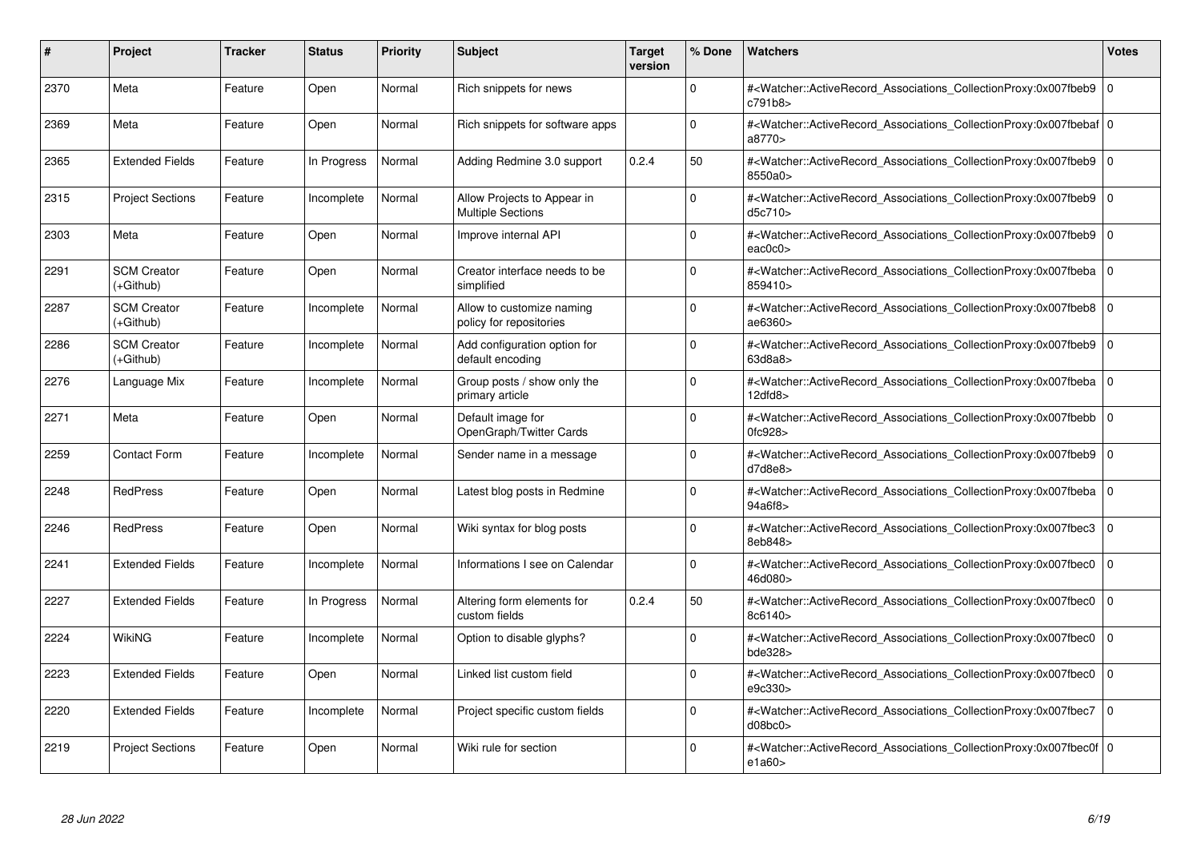| # | Project | Tracker | Status | Priority | Subject | Target version | % Done | Watchers | Votes |
|---|---|---|---|---|---|---|---|---|---|
| 2370 | Meta | Feature | Open | Normal | Rich snippets for news | | 0 | #<Watcher::ActiveRecord_Associations_CollectionProxy:0x007fbeb9c791b8> | 0 |
| 2369 | Meta | Feature | Open | Normal | Rich snippets for software apps | | 0 | #<Watcher::ActiveRecord_Associations_CollectionProxy:0x007fbebafa8770> | 0 |
| 2365 | Extended Fields | Feature | In Progress | Normal | Adding Redmine 3.0 support | 0.2.4 | 50 | #<Watcher::ActiveRecord_Associations_CollectionProxy:0x007fbeb98550a0> | 0 |
| 2315 | Project Sections | Feature | Incomplete | Normal | Allow Projects to Appear in Multiple Sections | | 0 | #<Watcher::ActiveRecord_Associations_CollectionProxy:0x007fbeb9d5c710> | 0 |
| 2303 | Meta | Feature | Open | Normal | Improve internal API | | 0 | #<Watcher::ActiveRecord_Associations_CollectionProxy:0x007fbeb9eac0c0> | 0 |
| 2291 | SCM Creator (+Github) | Feature | Open | Normal | Creator interface needs to be simplified | | 0 | #<Watcher::ActiveRecord_Associations_CollectionProxy:0x007fbeba859410> | 0 |
| 2287 | SCM Creator (+Github) | Feature | Incomplete | Normal | Allow to customize naming policy for repositories | | 0 | #<Watcher::ActiveRecord_Associations_CollectionProxy:0x007fbeb8ae6360> | 0 |
| 2286 | SCM Creator (+Github) | Feature | Incomplete | Normal | Add configuration option for default encoding | | 0 | #<Watcher::ActiveRecord_Associations_CollectionProxy:0x007fbeb963d8a8> | 0 |
| 2276 | Language Mix | Feature | Incomplete | Normal | Group posts / show only the primary article | | 0 | #<Watcher::ActiveRecord_Associations_CollectionProxy:0x007fbeba12dfd8> | 0 |
| 2271 | Meta | Feature | Open | Normal | Default image for OpenGraph/Twitter Cards | | 0 | #<Watcher::ActiveRecord_Associations_CollectionProxy:0x007fbebb0fc928> | 0 |
| 2259 | Contact Form | Feature | Incomplete | Normal | Sender name in a message | | 0 | #<Watcher::ActiveRecord_Associations_CollectionProxy:0x007fbeb9d7d8e8> | 0 |
| 2248 | RedPress | Feature | Open | Normal | Latest blog posts in Redmine | | 0 | #<Watcher::ActiveRecord_Associations_CollectionProxy:0x007fbeba94a6f8> | 0 |
| 2246 | RedPress | Feature | Open | Normal | Wiki syntax for blog posts | | 0 | #<Watcher::ActiveRecord_Associations_CollectionProxy:0x007fbec38eb848> | 0 |
| 2241 | Extended Fields | Feature | Incomplete | Normal | Informations I see on Calendar | | 0 | #<Watcher::ActiveRecord_Associations_CollectionProxy:0x007fbec046d080> | 0 |
| 2227 | Extended Fields | Feature | In Progress | Normal | Altering form elements for custom fields | 0.2.4 | 50 | #<Watcher::ActiveRecord_Associations_CollectionProxy:0x007fbec08c6140> | 0 |
| 2224 | WikiNG | Feature | Incomplete | Normal | Option to disable glyphs? | | 0 | #<Watcher::ActiveRecord_Associations_CollectionProxy:0x007fbec0bde328> | 0 |
| 2223 | Extended Fields | Feature | Open | Normal | Linked list custom field | | 0 | #<Watcher::ActiveRecord_Associations_CollectionProxy:0x007fbec0e9c330> | 0 |
| 2220 | Extended Fields | Feature | Incomplete | Normal | Project specific custom fields | | 0 | #<Watcher::ActiveRecord_Associations_CollectionProxy:0x007fbec7d08bc0> | 0 |
| 2219 | Project Sections | Feature | Open | Normal | Wiki rule for section | | 0 | #<Watcher::ActiveRecord_Associations_CollectionProxy:0x007fbec0fe1a60> | 0 |

*28 Jun 2022*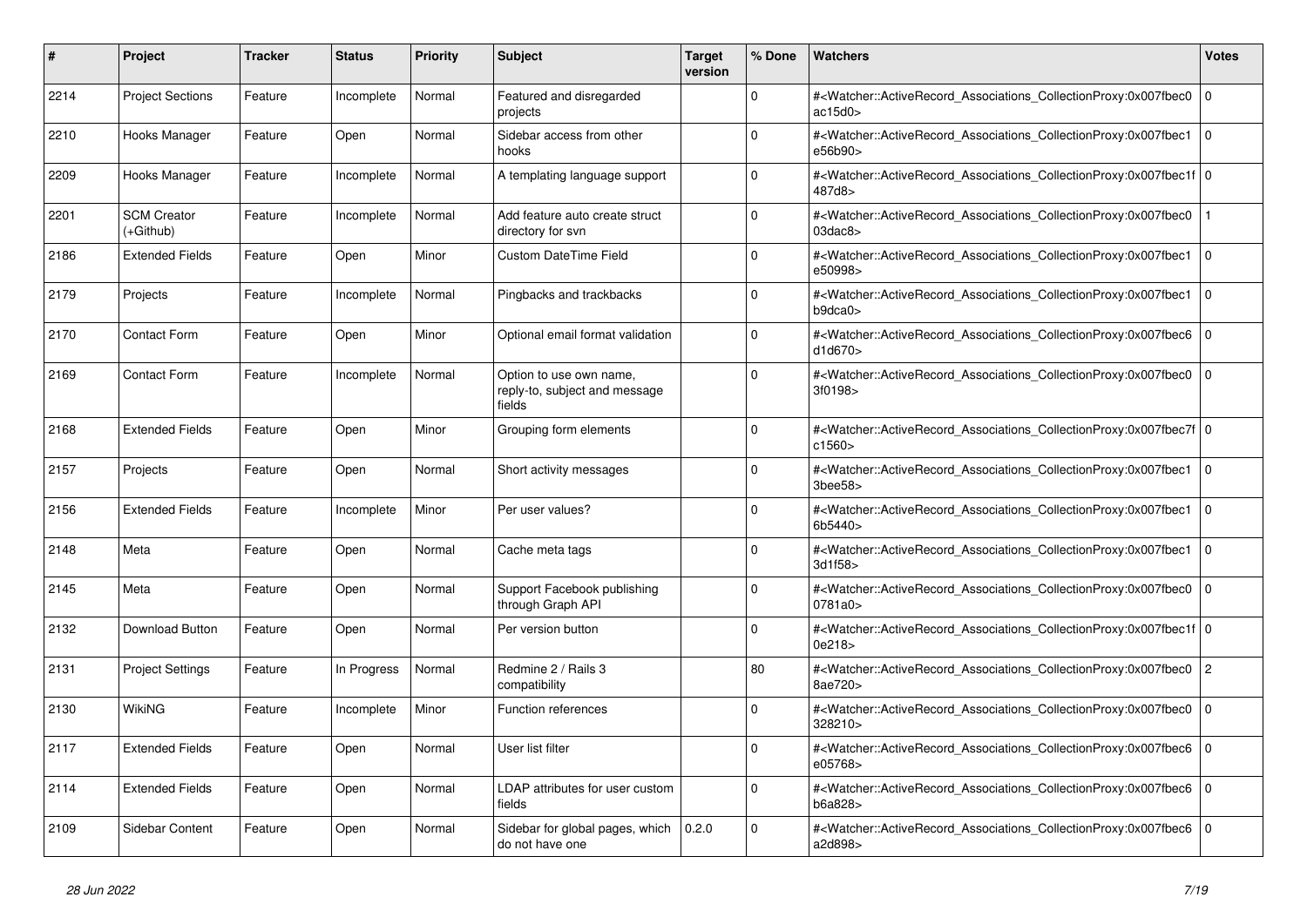| # | Project | Tracker | Status | Priority | Subject | Target version | % Done | Watchers | Votes |
|---|---|---|---|---|---|---|---|---|---|
| 2214 | Project Sections | Feature | Incomplete | Normal | Featured and disregarded projects | | 0 | #<Watcher::ActiveRecord_Associations_CollectionProxy:0x007fbec0ac15d0> | 0 |
| 2210 | Hooks Manager | Feature | Open | Normal | Sidebar access from other hooks | | 0 | #<Watcher::ActiveRecord_Associations_CollectionProxy:0x007fbec1e56b90> | 0 |
| 2209 | Hooks Manager | Feature | Incomplete | Normal | A templating language support | | 0 | #<Watcher::ActiveRecord_Associations_CollectionProxy:0x007fbec1f487d8> | 0 |
| 2201 | SCM Creator (+Github) | Feature | Incomplete | Normal | Add feature auto create struct directory for svn | | 0 | #<Watcher::ActiveRecord_Associations_CollectionProxy:0x007fbec003dac8> | 1 |
| 2186 | Extended Fields | Feature | Open | Minor | Custom DateTime Field | | 0 | #<Watcher::ActiveRecord_Associations_CollectionProxy:0x007fbec1e50998> | 0 |
| 2179 | Projects | Feature | Incomplete | Normal | Pingbacks and trackbacks | | 0 | #<Watcher::ActiveRecord_Associations_CollectionProxy:0x007fbec1b9dca0> | 0 |
| 2170 | Contact Form | Feature | Open | Minor | Optional email format validation | | 0 | #<Watcher::ActiveRecord_Associations_CollectionProxy:0x007fbec6d1d670> | 0 |
| 2169 | Contact Form | Feature | Incomplete | Normal | Option to use own name, reply-to, subject and message fields | | 0 | #<Watcher::ActiveRecord_Associations_CollectionProxy:0x007fbec03f0198> | 0 |
| 2168 | Extended Fields | Feature | Open | Minor | Grouping form elements | | 0 | #<Watcher::ActiveRecord_Associations_CollectionProxy:0x007fbec7fc1560> | 0 |
| 2157 | Projects | Feature | Open | Normal | Short activity messages | | 0 | #<Watcher::ActiveRecord_Associations_CollectionProxy:0x007fbec13bee58> | 0 |
| 2156 | Extended Fields | Feature | Incomplete | Minor | Per user values? | | 0 | #<Watcher::ActiveRecord_Associations_CollectionProxy:0x007fbec16b5440> | 0 |
| 2148 | Meta | Feature | Open | Normal | Cache meta tags | | 0 | #<Watcher::ActiveRecord_Associations_CollectionProxy:0x007fbec13d1f58> | 0 |
| 2145 | Meta | Feature | Open | Normal | Support Facebook publishing through Graph API | | 0 | #<Watcher::ActiveRecord_Associations_CollectionProxy:0x007fbec00781a0> | 0 |
| 2132 | Download Button | Feature | Open | Normal | Per version button | | 0 | #<Watcher::ActiveRecord_Associations_CollectionProxy:0x007fbec1f0e218> | 0 |
| 2131 | Project Settings | Feature | In Progress | Normal | Redmine 2 / Rails 3 compatibility | | 80 | #<Watcher::ActiveRecord_Associations_CollectionProxy:0x007fbec08ae720> | 2 |
| 2130 | WikiNG | Feature | Incomplete | Minor | Function references | | 0 | #<Watcher::ActiveRecord_Associations_CollectionProxy:0x007fbec0328210> | 0 |
| 2117 | Extended Fields | Feature | Open | Normal | User list filter | | 0 | #<Watcher::ActiveRecord_Associations_CollectionProxy:0x007fbec6e05768> | 0 |
| 2114 | Extended Fields | Feature | Open | Normal | LDAP attributes for user custom fields | | 0 | #<Watcher::ActiveRecord_Associations_CollectionProxy:0x007fbec6b6a828> | 0 |
| 2109 | Sidebar Content | Feature | Open | Normal | Sidebar for global pages, which do not have one | 0.2.0 | 0 | #<Watcher::ActiveRecord_Associations_CollectionProxy:0x007fbec6a2d898> | 0 |

*28 Jun 2022*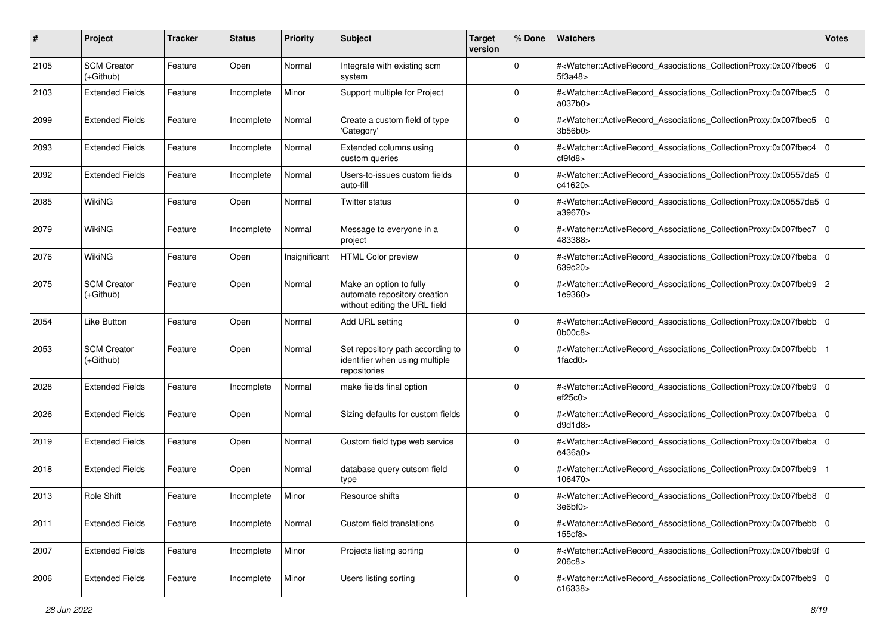| # | Project | Tracker | Status | Priority | Subject | Target version | % Done | Watchers | Votes |
|---|---|---|---|---|---|---|---|---|---|
| 2105 | SCM Creator (+Github) | Feature | Open | Normal | Integrate with existing scm system | | 0 | #<Watcher::ActiveRecord_Associations_CollectionProxy:0x007fbec65f3a48> | 0 |
| 2103 | Extended Fields | Feature | Incomplete | Minor | Support multiple for Project | | 0 | #<Watcher::ActiveRecord_Associations_CollectionProxy:0x007fbec5a037b0> | 0 |
| 2099 | Extended Fields | Feature | Incomplete | Normal | Create a custom field of type 'Category' | | 0 | #<Watcher::ActiveRecord_Associations_CollectionProxy:0x007fbec53b56b0> | 0 |
| 2093 | Extended Fields | Feature | Incomplete | Normal | Extended columns using custom queries | | 0 | #<Watcher::ActiveRecord_Associations_CollectionProxy:0x007fbec4cf9fd8> | 0 |
| 2092 | Extended Fields | Feature | Incomplete | Normal | Users-to-issues custom fields auto-fill | | 0 | #<Watcher::ActiveRecord_Associations_CollectionProxy:0x00557da5c41620> | 0 |
| 2085 | WikiNG | Feature | Open | Normal | Twitter status | | 0 | #<Watcher::ActiveRecord_Associations_CollectionProxy:0x00557da5a39670> | 0 |
| 2079 | WikiNG | Feature | Incomplete | Normal | Message to everyone in a project | | 0 | #<Watcher::ActiveRecord_Associations_CollectionProxy:0x007fbec7483388> | 0 |
| 2076 | WikiNG | Feature | Open | Insignificant | HTML Color preview | | 0 | #<Watcher::ActiveRecord_Associations_CollectionProxy:0x007fbeba639c20> | 0 |
| 2075 | SCM Creator (+Github) | Feature | Open | Normal | Make an option to fully automate repository creation without editing the URL field | | 0 | #<Watcher::ActiveRecord_Associations_CollectionProxy:0x007fbeb91e9360> | 2 |
| 2054 | Like Button | Feature | Open | Normal | Add URL setting | | 0 | #<Watcher::ActiveRecord_Associations_CollectionProxy:0x007fbebb0b00c8> | 0 |
| 2053 | SCM Creator (+Github) | Feature | Open | Normal | Set repository path according to identifier when using multiple repositories | | 0 | #<Watcher::ActiveRecord_Associations_CollectionProxy:0x007fbebb1facd0> | 1 |
| 2028 | Extended Fields | Feature | Incomplete | Normal | make fields final option | | 0 | #<Watcher::ActiveRecord_Associations_CollectionProxy:0x007fbeb9ef25c0> | 0 |
| 2026 | Extended Fields | Feature | Open | Normal | Sizing defaults for custom fields | | 0 | #<Watcher::ActiveRecord_Associations_CollectionProxy:0x007fbebad9d1d8> | 0 |
| 2019 | Extended Fields | Feature | Open | Normal | Custom field type web service | | 0 | #<Watcher::ActiveRecord_Associations_CollectionProxy:0x007fbebae436a0> | 0 |
| 2018 | Extended Fields | Feature | Open | Normal | database query cutsom field type | | 0 | #<Watcher::ActiveRecord_Associations_CollectionProxy:0x007fbeb9106470> | 1 |
| 2013 | Role Shift | Feature | Incomplete | Minor | Resource shifts | | 0 | #<Watcher::ActiveRecord_Associations_CollectionProxy:0x007fbeb83e6bf0> | 0 |
| 2011 | Extended Fields | Feature | Incomplete | Normal | Custom field translations | | 0 | #<Watcher::ActiveRecord_Associations_CollectionProxy:0x007fbebb155cf8> | 0 |
| 2007 | Extended Fields | Feature | Incomplete | Minor | Projects listing sorting | | 0 | #<Watcher::ActiveRecord_Associations_CollectionProxy:0x007fbeb9f206c8> | 0 |
| 2006 | Extended Fields | Feature | Incomplete | Minor | Users listing sorting | | 0 | #<Watcher::ActiveRecord_Associations_CollectionProxy:0x007fbeb9c16338> | 0 |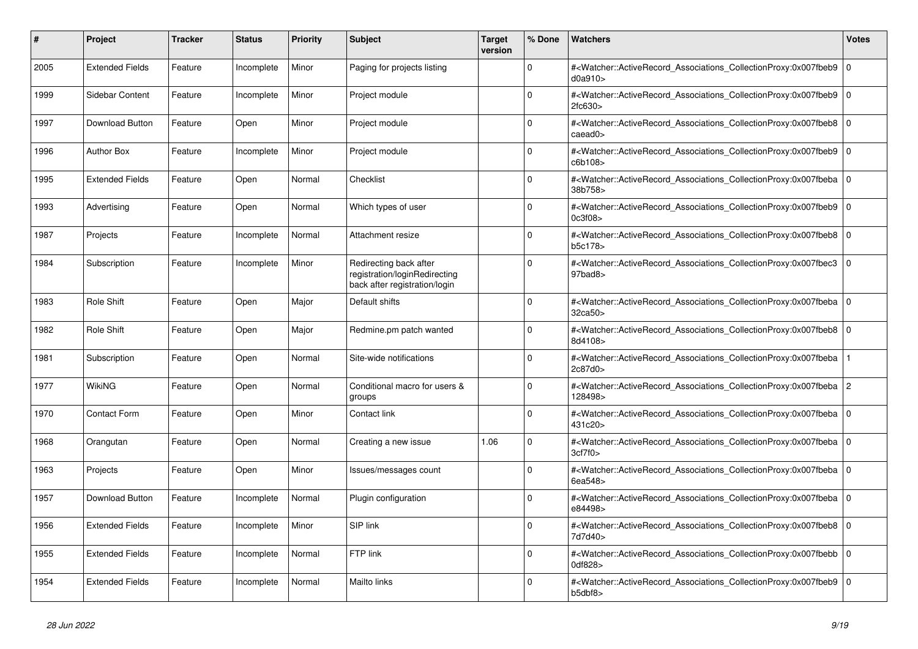| # | Project | Tracker | Status | Priority | Subject | Target version | % Done | Watchers | Votes |
|---|---|---|---|---|---|---|---|---|---|
| 2005 | Extended Fields | Feature | Incomplete | Minor | Paging for projects listing | | 0 | #<Watcher::ActiveRecord_Associations_CollectionProxy:0x007fbeb9d0a910> | 0 |
| 1999 | Sidebar Content | Feature | Incomplete | Minor | Project module | | 0 | #<Watcher::ActiveRecord_Associations_CollectionProxy:0x007fbeb92fc630> | 0 |
| 1997 | Download Button | Feature | Open | Minor | Project module | | 0 | #<Watcher::ActiveRecord_Associations_CollectionProxy:0x007fbeb8caead0> | 0 |
| 1996 | Author Box | Feature | Incomplete | Minor | Project module | | 0 | #<Watcher::ActiveRecord_Associations_CollectionProxy:0x007fbeb9c6b108> | 0 |
| 1995 | Extended Fields | Feature | Open | Normal | Checklist | | 0 | #<Watcher::ActiveRecord_Associations_CollectionProxy:0x007fbeba38b758> | 0 |
| 1993 | Advertising | Feature | Open | Normal | Which types of user | | 0 | #<Watcher::ActiveRecord_Associations_CollectionProxy:0x007fbeb90c3f08> | 0 |
| 1987 | Projects | Feature | Incomplete | Normal | Attachment resize | | 0 | #<Watcher::ActiveRecord_Associations_CollectionProxy:0x007fbeb8b5c178> | 0 |
| 1984 | Subscription | Feature | Incomplete | Minor | Redirecting back after registration/loginRedirecting back after registration/login | | 0 | #<Watcher::ActiveRecord_Associations_CollectionProxy:0x007fbec397bad8> | 0 |
| 1983 | Role Shift | Feature | Open | Major | Default shifts | | 0 | #<Watcher::ActiveRecord_Associations_CollectionProxy:0x007fbeba32ca50> | 0 |
| 1982 | Role Shift | Feature | Open | Major | Redmine.pm patch wanted | | 0 | #<Watcher::ActiveRecord_Associations_CollectionProxy:0x007fbeb88d4108> | 0 |
| 1981 | Subscription | Feature | Open | Normal | Site-wide notifications | | 0 | #<Watcher::ActiveRecord_Associations_CollectionProxy:0x007fbeba2c87d0> | 1 |
| 1977 | WikiNG | Feature | Open | Normal | Conditional macro for users & groups | | 0 | #<Watcher::ActiveRecord_Associations_CollectionProxy:0x007fbeba128498> | 2 |
| 1970 | Contact Form | Feature | Open | Minor | Contact link | | 0 | #<Watcher::ActiveRecord_Associations_CollectionProxy:0x007fbeba431c20> | 0 |
| 1968 | Orangutan | Feature | Open | Normal | Creating a new issue | 1.06 | 0 | #<Watcher::ActiveRecord_Associations_CollectionProxy:0x007fbeba3cf7f0> | 0 |
| 1963 | Projects | Feature | Open | Minor | Issues/messages count | | 0 | #<Watcher::ActiveRecord_Associations_CollectionProxy:0x007fbeba6ea548> | 0 |
| 1957 | Download Button | Feature | Incomplete | Normal | Plugin configuration | | 0 | #<Watcher::ActiveRecord_Associations_CollectionProxy:0x007fbebae84498> | 0 |
| 1956 | Extended Fields | Feature | Incomplete | Minor | SIP link | | 0 | #<Watcher::ActiveRecord_Associations_CollectionProxy:0x007fbeb87d7d40> | 0 |
| 1955 | Extended Fields | Feature | Incomplete | Normal | FTP link | | 0 | #<Watcher::ActiveRecord_Associations_CollectionProxy:0x007fbebb0df828> | 0 |
| 1954 | Extended Fields | Feature | Incomplete | Normal | Mailto links | | 0 | #<Watcher::ActiveRecord_Associations_CollectionProxy:0x007fbeb9b5dbf8> | 0 |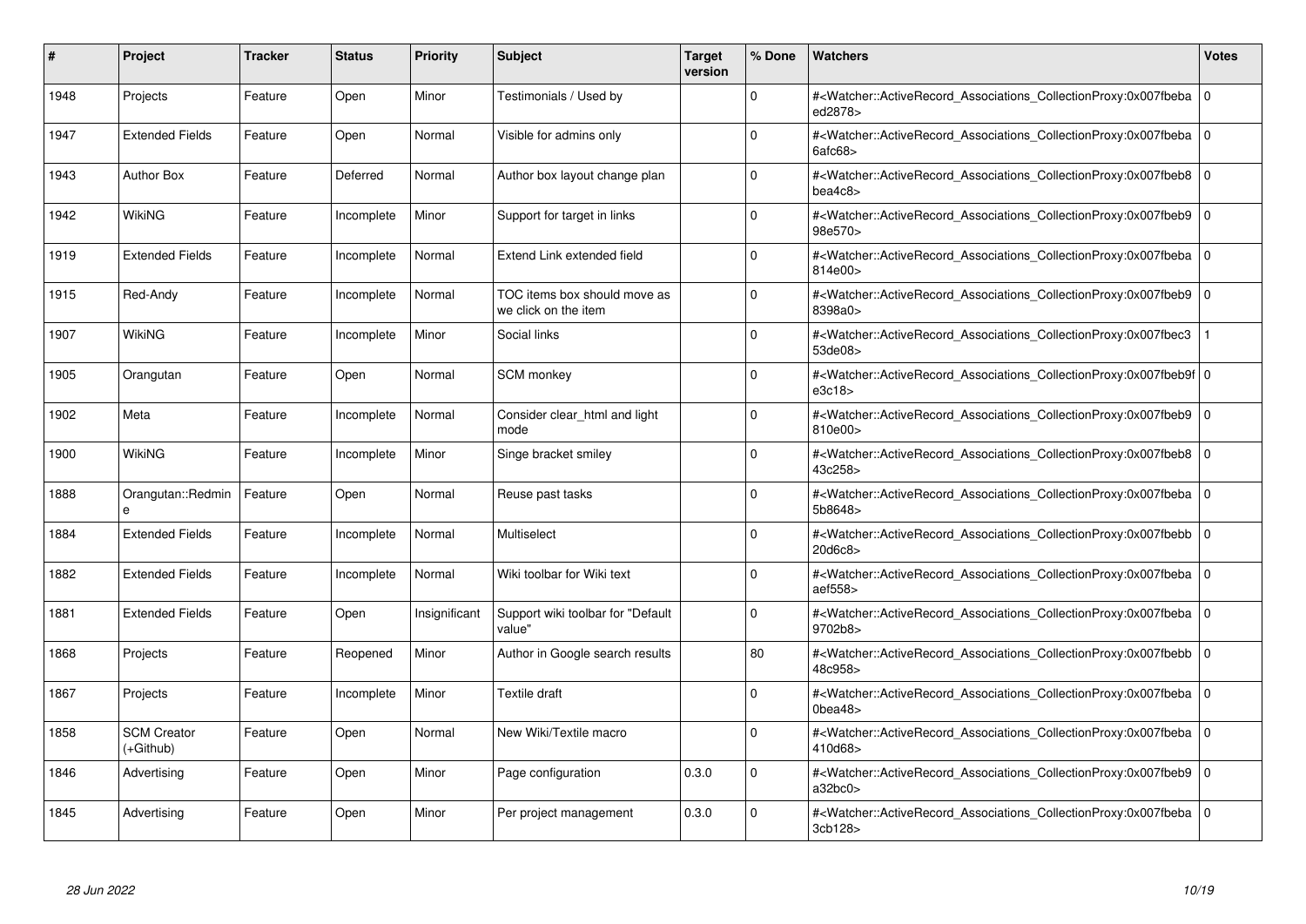| # | Project | Tracker | Status | Priority | Subject | Target version | % Done | Watchers | Votes |
|---|---|---|---|---|---|---|---|---|---|
| 1948 | Projects | Feature | Open | Minor | Testimonials / Used by | | 0 | #<Watcher::ActiveRecord_Associations_CollectionProxy:0x007fbeba ed2878> | 0 |
| 1947 | Extended Fields | Feature | Open | Normal | Visible for admins only | | 0 | #<Watcher::ActiveRecord_Associations_CollectionProxy:0x007fbeba 6afc68> | 0 |
| 1943 | Author Box | Feature | Deferred | Normal | Author box layout change plan | | 0 | #<Watcher::ActiveRecord_Associations_CollectionProxy:0x007fbeb8 bea4c8> | 0 |
| 1942 | WikiNG | Feature | Incomplete | Minor | Support for target in links | | 0 | #<Watcher::ActiveRecord_Associations_CollectionProxy:0x007fbeb9 98e570> | 0 |
| 1919 | Extended Fields | Feature | Incomplete | Normal | Extend Link extended field | | 0 | #<Watcher::ActiveRecord_Associations_CollectionProxy:0x007fbeba 814e00> | 0 |
| 1915 | Red-Andy | Feature | Incomplete | Normal | TOC items box should move as we click on the item | | 0 | #<Watcher::ActiveRecord_Associations_CollectionProxy:0x007fbeb9 8398a0> | 0 |
| 1907 | WikiNG | Feature | Incomplete | Minor | Social links | | 0 | #<Watcher::ActiveRecord_Associations_CollectionProxy:0x007fbec3 53de08> | 1 |
| 1905 | Orangutan | Feature | Open | Normal | SCM monkey | | 0 | #<Watcher::ActiveRecord_Associations_CollectionProxy:0x007fbeb9f e3c18> | 0 |
| 1902 | Meta | Feature | Incomplete | Normal | Consider clear_html and light mode | | 0 | #<Watcher::ActiveRecord_Associations_CollectionProxy:0x007fbeb9 810e00> | 0 |
| 1900 | WikiNG | Feature | Incomplete | Minor | Singe bracket smiley | | 0 | #<Watcher::ActiveRecord_Associations_CollectionProxy:0x007fbeb8 43c258> | 0 |
| 1888 | Orangutan::Redmine | Feature | Open | Normal | Reuse past tasks | | 0 | #<Watcher::ActiveRecord_Associations_CollectionProxy:0x007fbeba 5b8648> | 0 |
| 1884 | Extended Fields | Feature | Incomplete | Normal | Multiselect | | 0 | #<Watcher::ActiveRecord_Associations_CollectionProxy:0x007fbebb 20d6c8> | 0 |
| 1882 | Extended Fields | Feature | Incomplete | Normal | Wiki toolbar for Wiki text | | 0 | #<Watcher::ActiveRecord_Associations_CollectionProxy:0x007fbeba aef558> | 0 |
| 1881 | Extended Fields | Feature | Open | Insignificant | Support wiki toolbar for "Default value" | | 0 | #<Watcher::ActiveRecord_Associations_CollectionProxy:0x007fbeba 9702b8> | 0 |
| 1868 | Projects | Feature | Reopened | Minor | Author in Google search results | | 80 | #<Watcher::ActiveRecord_Associations_CollectionProxy:0x007fbebb 48c958> | 0 |
| 1867 | Projects | Feature | Incomplete | Minor | Textile draft | | 0 | #<Watcher::ActiveRecord_Associations_CollectionProxy:0x007fbeba 0bea48> | 0 |
| 1858 | SCM Creator (+Github) | Feature | Open | Normal | New Wiki/Textile macro | | 0 | #<Watcher::ActiveRecord_Associations_CollectionProxy:0x007fbeba 410d68> | 0 |
| 1846 | Advertising | Feature | Open | Minor | Page configuration | 0.3.0 | 0 | #<Watcher::ActiveRecord_Associations_CollectionProxy:0x007fbeb9 a32bc0> | 0 |
| 1845 | Advertising | Feature | Open | Minor | Per project management | 0.3.0 | 0 | #<Watcher::ActiveRecord_Associations_CollectionProxy:0x007fbeba 3cb128> | 0 |

*28 Jun 2022*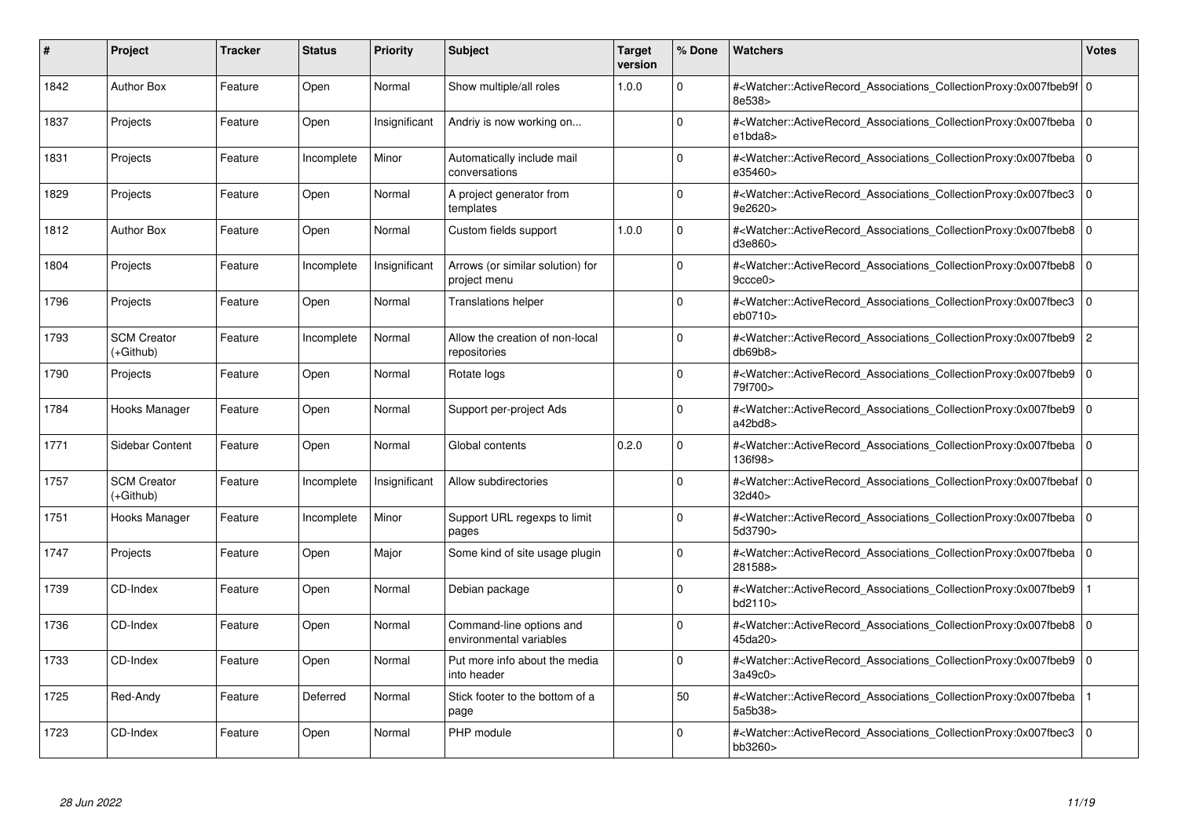| # | Project | Tracker | Status | Priority | Subject | Target version | % Done | Watchers | Votes |
|---|---|---|---|---|---|---|---|---|---|
| 1842 | Author Box | Feature | Open | Normal | Show multiple/all roles | 1.0.0 | 0 | #<Watcher::ActiveRecord_Associations_CollectionProxy:0x007fbeb9f8e538> | 0 |
| 1837 | Projects | Feature | Open | Insignificant | Andriy is now working on... | | 0 | #<Watcher::ActiveRecord_Associations_CollectionProxy:0x007fbebae1bda8> | 0 |
| 1831 | Projects | Feature | Incomplete | Minor | Automatically include mail conversations | | 0 | #<Watcher::ActiveRecord_Associations_CollectionProxy:0x007fbebae35460> | 0 |
| 1829 | Projects | Feature | Open | Normal | A project generator from templates | | 0 | #<Watcher::ActiveRecord_Associations_CollectionProxy:0x007fbec39e2620> | 0 |
| 1812 | Author Box | Feature | Open | Normal | Custom fields support | 1.0.0 | 0 | #<Watcher::ActiveRecord_Associations_CollectionProxy:0x007fbeb8d3e860> | 0 |
| 1804 | Projects | Feature | Incomplete | Insignificant | Arrows (or similar solution) for project menu | | 0 | #<Watcher::ActiveRecord_Associations_CollectionProxy:0x007fbeb89ccce0> | 0 |
| 1796 | Projects | Feature | Open | Normal | Translations helper | | 0 | #<Watcher::ActiveRecord_Associations_CollectionProxy:0x007fbec3eb0710> | 0 |
| 1793 | SCM Creator (+Github) | Feature | Incomplete | Normal | Allow the creation of non-local repositories | | 0 | #<Watcher::ActiveRecord_Associations_CollectionProxy:0x007fbeb9db69b8> | 2 |
| 1790 | Projects | Feature | Open | Normal | Rotate logs | | 0 | #<Watcher::ActiveRecord_Associations_CollectionProxy:0x007fbeb979f700> | 0 |
| 1784 | Hooks Manager | Feature | Open | Normal | Support per-project Ads | | 0 | #<Watcher::ActiveRecord_Associations_CollectionProxy:0x007fbeb9a42bd8> | 0 |
| 1771 | Sidebar Content | Feature | Open | Normal | Global contents | 0.2.0 | 0 | #<Watcher::ActiveRecord_Associations_CollectionProxy:0x007fbeba136f98> | 0 |
| 1757 | SCM Creator (+Github) | Feature | Incomplete | Insignificant | Allow subdirectories | | 0 | #<Watcher::ActiveRecord_Associations_CollectionProxy:0x007fbebaf32d40> | 0 |
| 1751 | Hooks Manager | Feature | Incomplete | Minor | Support URL regexps to limit pages | | 0 | #<Watcher::ActiveRecord_Associations_CollectionProxy:0x007fbeba5d3790> | 0 |
| 1747 | Projects | Feature | Open | Major | Some kind of site usage plugin | | 0 | #<Watcher::ActiveRecord_Associations_CollectionProxy:0x007fbeba281588> | 0 |
| 1739 | CD-Index | Feature | Open | Normal | Debian package | | 0 | #<Watcher::ActiveRecord_Associations_CollectionProxy:0x007fbeb9bd2110> | 1 |
| 1736 | CD-Index | Feature | Open | Normal | Command-line options and environmental variables | | 0 | #<Watcher::ActiveRecord_Associations_CollectionProxy:0x007fbeb845da20> | 0 |
| 1733 | CD-Index | Feature | Open | Normal | Put more info about the media into header | | 0 | #<Watcher::ActiveRecord_Associations_CollectionProxy:0x007fbeb93a49c0> | 0 |
| 1725 | Red-Andy | Feature | Deferred | Normal | Stick footer to the bottom of a page | | 50 | #<Watcher::ActiveRecord_Associations_CollectionProxy:0x007fbeba5a5b38> | 1 |
| 1723 | CD-Index | Feature | Open | Normal | PHP module | | 0 | #<Watcher::ActiveRecord_Associations_CollectionProxy:0x007fbec3bb3260> | 0 |

*28 Jun 2022*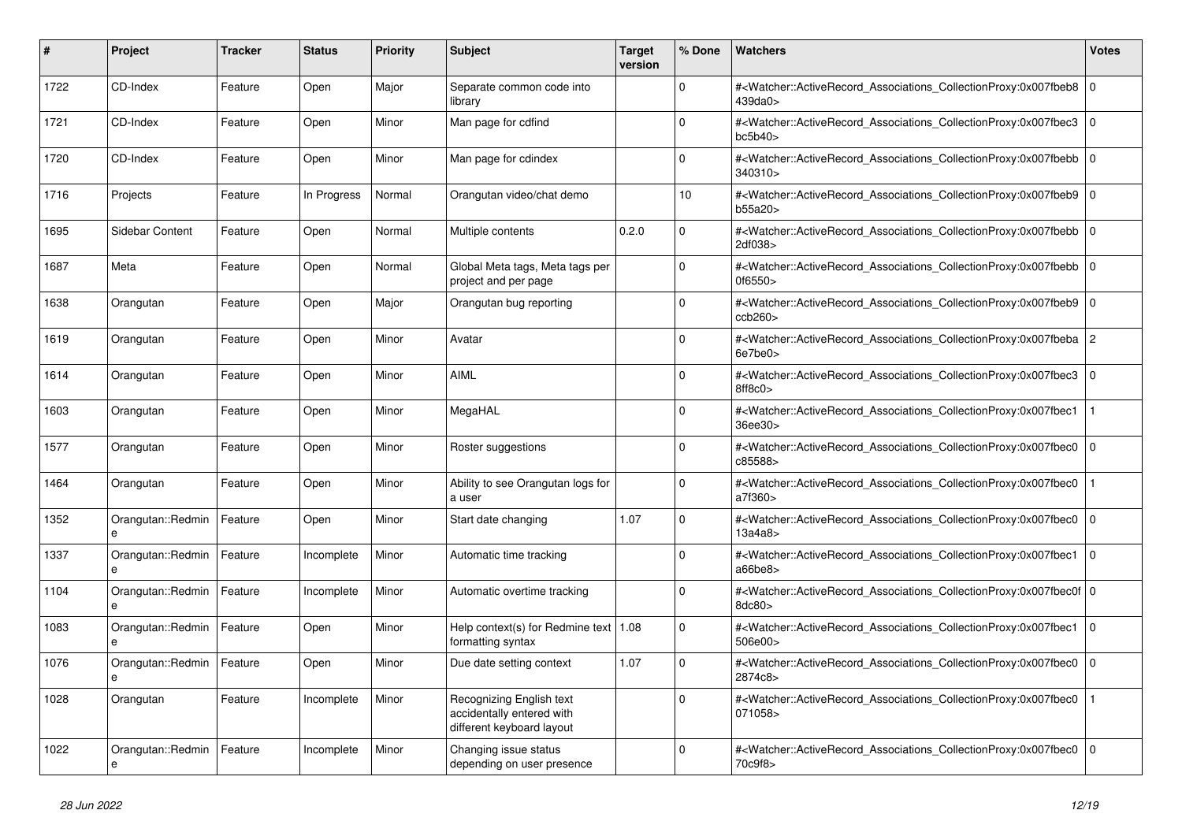| # | Project | Tracker | Status | Priority | Subject | Target version | % Done | Watchers | Votes |
|---|---|---|---|---|---|---|---|---|---|
| 1722 | CD-Index | Feature | Open | Major | Separate common code into library | | 0 | #<Watcher::ActiveRecord_Associations_CollectionProxy:0x007fbeb8439da0> | 0 |
| 1721 | CD-Index | Feature | Open | Minor | Man page for cdfind | | 0 | #<Watcher::ActiveRecord_Associations_CollectionProxy:0x007fbec3bc5b40> | 0 |
| 1720 | CD-Index | Feature | Open | Minor | Man page for cdindex | | 0 | #<Watcher::ActiveRecord_Associations_CollectionProxy:0x007fbebb340310> | 0 |
| 1716 | Projects | Feature | In Progress | Normal | Orangutan video/chat demo | | 10 | #<Watcher::ActiveRecord_Associations_CollectionProxy:0x007fbeb9b55a20> | 0 |
| 1695 | Sidebar Content | Feature | Open | Normal | Multiple contents | 0.2.0 | 0 | #<Watcher::ActiveRecord_Associations_CollectionProxy:0x007fbebb2df038> | 0 |
| 1687 | Meta | Feature | Open | Normal | Global Meta tags, Meta tags per project and per page | | 0 | #<Watcher::ActiveRecord_Associations_CollectionProxy:0x007fbebb0f6550> | 0 |
| 1638 | Orangutan | Feature | Open | Major | Orangutan bug reporting | | 0 | #<Watcher::ActiveRecord_Associations_CollectionProxy:0x007fbeb9ccb260> | 0 |
| 1619 | Orangutan | Feature | Open | Minor | Avatar | | 0 | #<Watcher::ActiveRecord_Associations_CollectionProxy:0x007fbeba6e7be0> | 2 |
| 1614 | Orangutan | Feature | Open | Minor | AIML | | 0 | #<Watcher::ActiveRecord_Associations_CollectionProxy:0x007fbec38ff8c0> | 0 |
| 1603 | Orangutan | Feature | Open | Minor | MegaHAL | | 0 | #<Watcher::ActiveRecord_Associations_CollectionProxy:0x007fbec136ee30> | 1 |
| 1577 | Orangutan | Feature | Open | Minor | Roster suggestions | | 0 | #<Watcher::ActiveRecord_Associations_CollectionProxy:0x007fbec0c85588> | 0 |
| 1464 | Orangutan | Feature | Open | Minor | Ability to see Orangutan logs for a user | | 0 | #<Watcher::ActiveRecord_Associations_CollectionProxy:0x007fbec0a7f360> | 1 |
| 1352 | Orangutan::Redmine | Feature | Open | Minor | Start date changing | 1.07 | 0 | #<Watcher::ActiveRecord_Associations_CollectionProxy:0x007fbec013a4a8> | 0 |
| 1337 | Orangutan::Redmine | Feature | Incomplete | Minor | Automatic time tracking | | 0 | #<Watcher::ActiveRecord_Associations_CollectionProxy:0x007fbec1a66be8> | 0 |
| 1104 | Orangutan::Redmine | Feature | Incomplete | Minor | Automatic overtime tracking | | 0 | #<Watcher::ActiveRecord_Associations_CollectionProxy:0x007fbec0f8dc80> | 0 |
| 1083 | Orangutan::Redmine | Feature | Open | Minor | Help context(s) for Redmine text formatting syntax | 1.08 | 0 | #<Watcher::ActiveRecord_Associations_CollectionProxy:0x007fbec1506e00> | 0 |
| 1076 | Orangutan::Redmine | Feature | Open | Minor | Due date setting context | 1.07 | 0 | #<Watcher::ActiveRecord_Associations_CollectionProxy:0x007fbec02874c8> | 0 |
| 1028 | Orangutan | Feature | Incomplete | Minor | Recognizing English text accidentally entered with different keyboard layout | | 0 | #<Watcher::ActiveRecord_Associations_CollectionProxy:0x007fbec0071058> | 1 |
| 1022 | Orangutan::Redmine | Feature | Incomplete | Minor | Changing issue status depending on user presence | | 0 | #<Watcher::ActiveRecord_Associations_CollectionProxy:0x007fbec070c9f8> | 0 |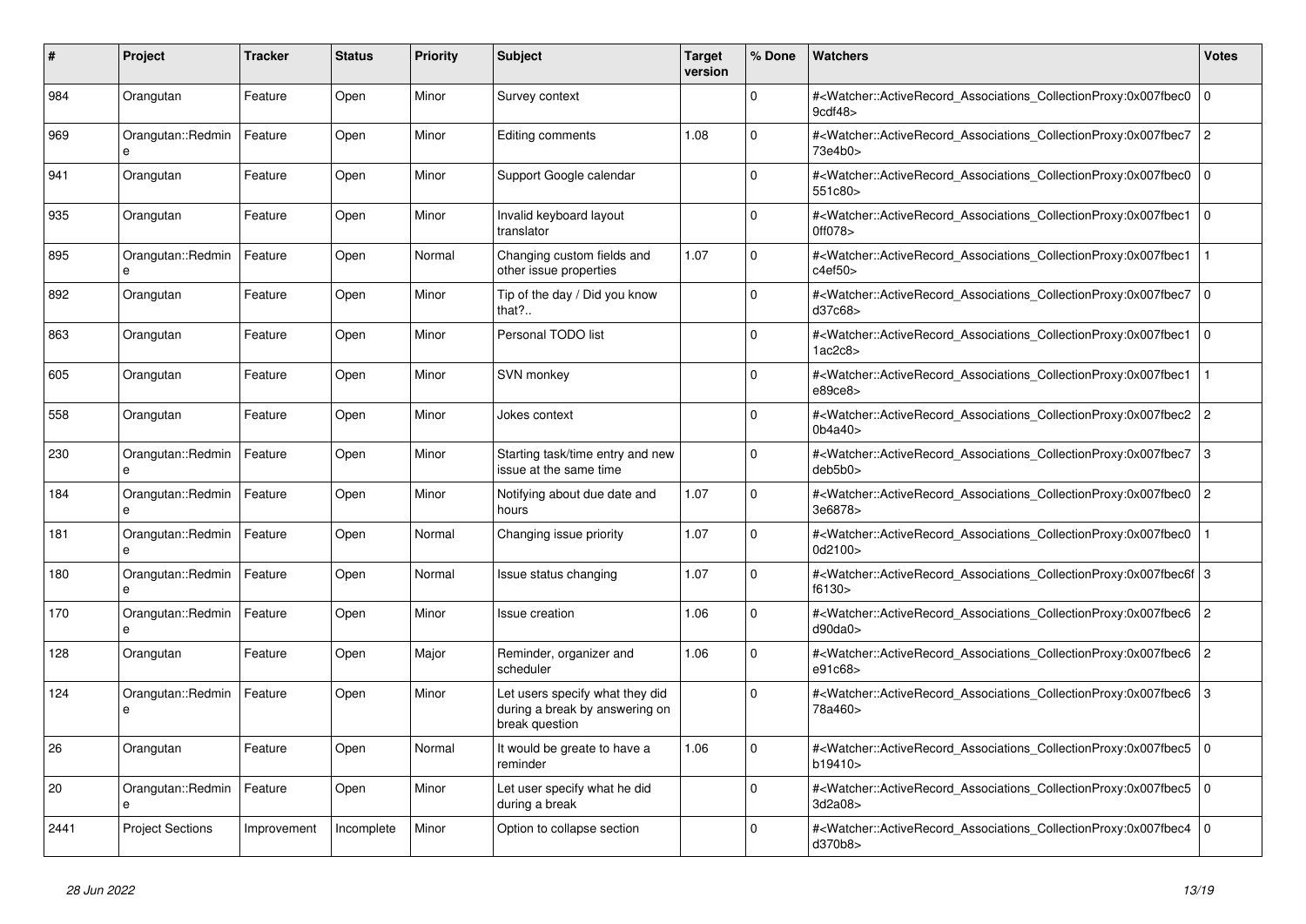| # | Project | Tracker | Status | Priority | Subject | Target version | % Done | Watchers | Votes |
|---|---|---|---|---|---|---|---|---|---|
| 984 | Orangutan | Feature | Open | Minor | Survey context |  | 0 | #<Watcher::ActiveRecord_Associations_CollectionProxy:0x007fbec09cdf48> | 0 |
| 969 | Orangutan::Redmine | Feature | Open | Minor | Editing comments | 1.08 | 0 | #<Watcher::ActiveRecord_Associations_CollectionProxy:0x007fbec773e4b0> | 2 |
| 941 | Orangutan | Feature | Open | Minor | Support Google calendar |  | 0 | #<Watcher::ActiveRecord_Associations_CollectionProxy:0x007fbec0551c80> | 0 |
| 935 | Orangutan | Feature | Open | Minor | Invalid keyboard layout translator |  | 0 | #<Watcher::ActiveRecord_Associations_CollectionProxy:0x007fbec10ff078> | 0 |
| 895 | Orangutan::Redmine | Feature | Open | Normal | Changing custom fields and other issue properties | 1.07 | 0 | #<Watcher::ActiveRecord_Associations_CollectionProxy:0x007fbec1c4ef50> | 1 |
| 892 | Orangutan | Feature | Open | Minor | Tip of the day / Did you know that?.. |  | 0 | #<Watcher::ActiveRecord_Associations_CollectionProxy:0x007fbec7d37c68> | 0 |
| 863 | Orangutan | Feature | Open | Minor | Personal TODO list |  | 0 | #<Watcher::ActiveRecord_Associations_CollectionProxy:0x007fbec11ac2c8> | 0 |
| 605 | Orangutan | Feature | Open | Minor | SVN monkey |  | 0 | #<Watcher::ActiveRecord_Associations_CollectionProxy:0x007fbec1e89ce8> | 1 |
| 558 | Orangutan | Feature | Open | Minor | Jokes context |  | 0 | #<Watcher::ActiveRecord_Associations_CollectionProxy:0x007fbec20b4a40> | 2 |
| 230 | Orangutan::Redmine | Feature | Open | Minor | Starting task/time entry and new issue at the same time |  | 0 | #<Watcher::ActiveRecord_Associations_CollectionProxy:0x007fbec7deb5b0> | 3 |
| 184 | Orangutan::Redmine | Feature | Open | Minor | Notifying about due date and hours | 1.07 | 0 | #<Watcher::ActiveRecord_Associations_CollectionProxy:0x007fbec03e6878> | 2 |
| 181 | Orangutan::Redmine | Feature | Open | Normal | Changing issue priority | 1.07 | 0 | #<Watcher::ActiveRecord_Associations_CollectionProxy:0x007fbec00d2100> | 1 |
| 180 | Orangutan::Redmine | Feature | Open | Normal | Issue status changing | 1.07 | 0 | #<Watcher::ActiveRecord_Associations_CollectionProxy:0x007fbec6ff6130> | 3 |
| 170 | Orangutan::Redmine | Feature | Open | Minor | Issue creation | 1.06 | 0 | #<Watcher::ActiveRecord_Associations_CollectionProxy:0x007fbec6d90da0> | 2 |
| 128 | Orangutan | Feature | Open | Major | Reminder, organizer and scheduler | 1.06 | 0 | #<Watcher::ActiveRecord_Associations_CollectionProxy:0x007fbec6e91c68> | 2 |
| 124 | Orangutan::Redmine | Feature | Open | Minor | Let users specify what they did during a break by answering on break question |  | 0 | #<Watcher::ActiveRecord_Associations_CollectionProxy:0x007fbec678a460> | 3 |
| 26 | Orangutan | Feature | Open | Normal | It would be greate to have a reminder | 1.06 | 0 | #<Watcher::ActiveRecord_Associations_CollectionProxy:0x007fbec5b19410> | 0 |
| 20 | Orangutan::Redmine | Feature | Open | Minor | Let user specify what he did during a break |  | 0 | #<Watcher::ActiveRecord_Associations_CollectionProxy:0x007fbec53d2a08> | 0 |
| 2441 | Project Sections | Improvement | Incomplete | Minor | Option to collapse section |  | 0 | #<Watcher::ActiveRecord_Associations_CollectionProxy:0x007fbec4d370b8> | 0 |

*28 Jun 2022*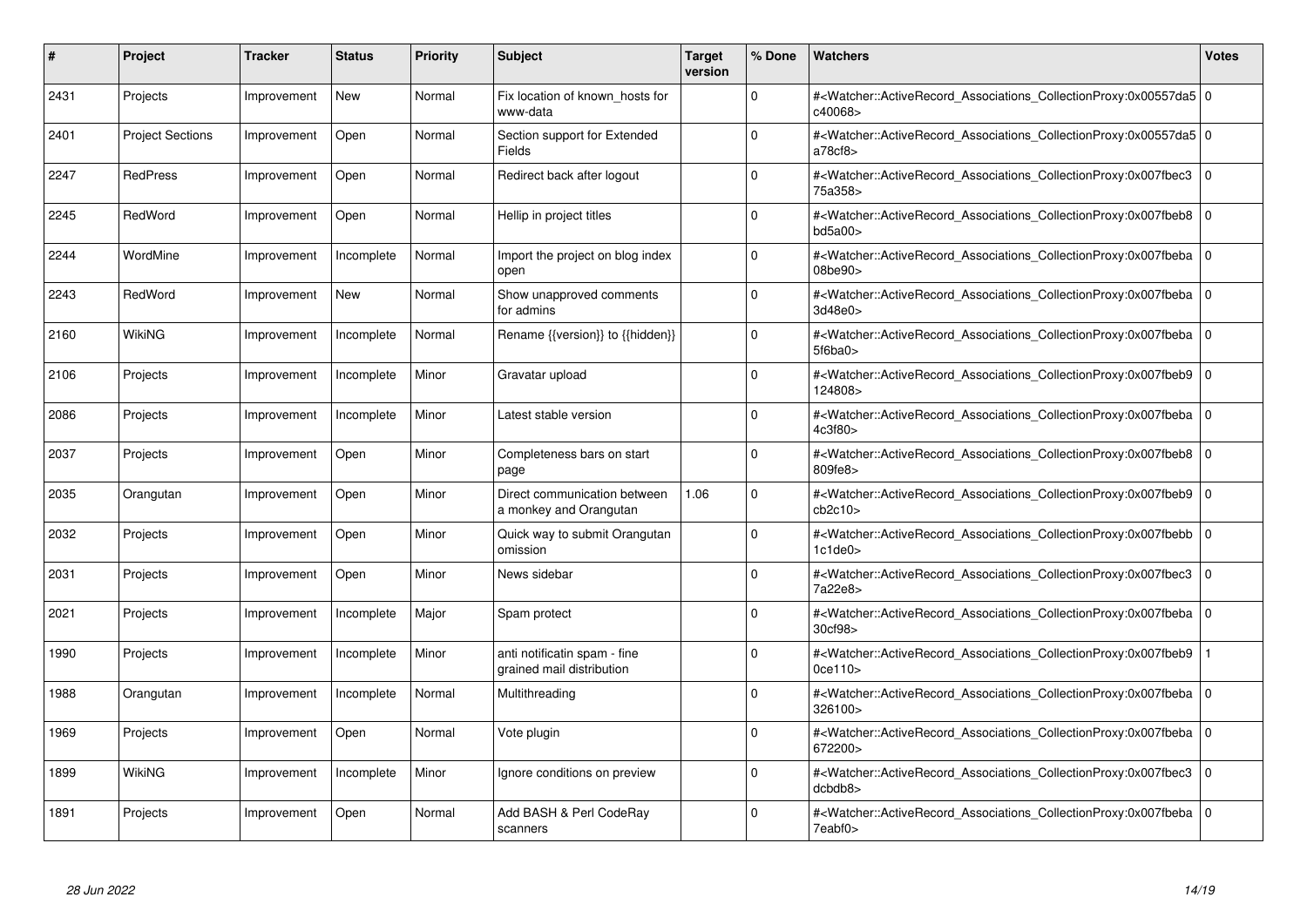| # | Project | Tracker | Status | Priority | Subject | Target version | % Done | Watchers | Votes |
|---|---|---|---|---|---|---|---|---|---|
| 2431 | Projects | Improvement | New | Normal | Fix location of known_hosts for www-data | | 0 | #<Watcher::ActiveRecord_Associations_CollectionProxy:0x00557da5c40068> | 0 |
| 2401 | Project Sections | Improvement | Open | Normal | Section support for Extended Fields | | 0 | #<Watcher::ActiveRecord_Associations_CollectionProxy:0x00557da5a78cf8> | 0 |
| 2247 | RedPress | Improvement | Open | Normal | Redirect back after logout | | 0 | #<Watcher::ActiveRecord_Associations_CollectionProxy:0x007fbec375a358> | 0 |
| 2245 | RedWord | Improvement | Open | Normal | Hellip in project titles | | 0 | #<Watcher::ActiveRecord_Associations_CollectionProxy:0x007fbeb8bd5a00> | 0 |
| 2244 | WordMine | Improvement | Incomplete | Normal | Import the project on blog index open | | 0 | #<Watcher::ActiveRecord_Associations_CollectionProxy:0x007fbeba08be90> | 0 |
| 2243 | RedWord | Improvement | New | Normal | Show unapproved comments for admins | | 0 | #<Watcher::ActiveRecord_Associations_CollectionProxy:0x007fbeba3d48e0> | 0 |
| 2160 | WikiNG | Improvement | Incomplete | Normal | Rename {{version}} to {{hidden}} | | 0 | #<Watcher::ActiveRecord_Associations_CollectionProxy:0x007fbeba5f6ba0> | 0 |
| 2106 | Projects | Improvement | Incomplete | Minor | Gravatar upload | | 0 | #<Watcher::ActiveRecord_Associations_CollectionProxy:0x007fbeb9124808> | 0 |
| 2086 | Projects | Improvement | Incomplete | Minor | Latest stable version | | 0 | #<Watcher::ActiveRecord_Associations_CollectionProxy:0x007fbeba4c3f80> | 0 |
| 2037 | Projects | Improvement | Open | Minor | Completeness bars on start page | | 0 | #<Watcher::ActiveRecord_Associations_CollectionProxy:0x007fbeb8809fe8> | 0 |
| 2035 | Orangutan | Improvement | Open | Minor | Direct communication between a monkey and Orangutan | 1.06 | 0 | #<Watcher::ActiveRecord_Associations_CollectionProxy:0x007fbeb9cb2c10> | 0 |
| 2032 | Projects | Improvement | Open | Minor | Quick way to submit Orangutan omission | | 0 | #<Watcher::ActiveRecord_Associations_CollectionProxy:0x007fbebb1c1de0> | 0 |
| 2031 | Projects | Improvement | Open | Minor | News sidebar | | 0 | #<Watcher::ActiveRecord_Associations_CollectionProxy:0x007fbec37a22e8> | 0 |
| 2021 | Projects | Improvement | Incomplete | Major | Spam protect | | 0 | #<Watcher::ActiveRecord_Associations_CollectionProxy:0x007fbeba30cf98> | 0 |
| 1990 | Projects | Improvement | Incomplete | Minor | anti notificatin spam - fine grained mail distribution | | 0 | #<Watcher::ActiveRecord_Associations_CollectionProxy:0x007fbeb90ce110> | 1 |
| 1988 | Orangutan | Improvement | Incomplete | Normal | Multithreading | | 0 | #<Watcher::ActiveRecord_Associations_CollectionProxy:0x007fbeba326100> | 0 |
| 1969 | Projects | Improvement | Open | Normal | Vote plugin | | 0 | #<Watcher::ActiveRecord_Associations_CollectionProxy:0x007fbeba672200> | 0 |
| 1899 | WikiNG | Improvement | Incomplete | Minor | Ignore conditions on preview | | 0 | #<Watcher::ActiveRecord_Associations_CollectionProxy:0x007fbec3dcbdb8> | 0 |
| 1891 | Projects | Improvement | Open | Normal | Add BASH & Perl CodeRay scanners | | 0 | #<Watcher::ActiveRecord_Associations_CollectionProxy:0x007fbeba7eabf0> | 0 |

*28 Jun 2022*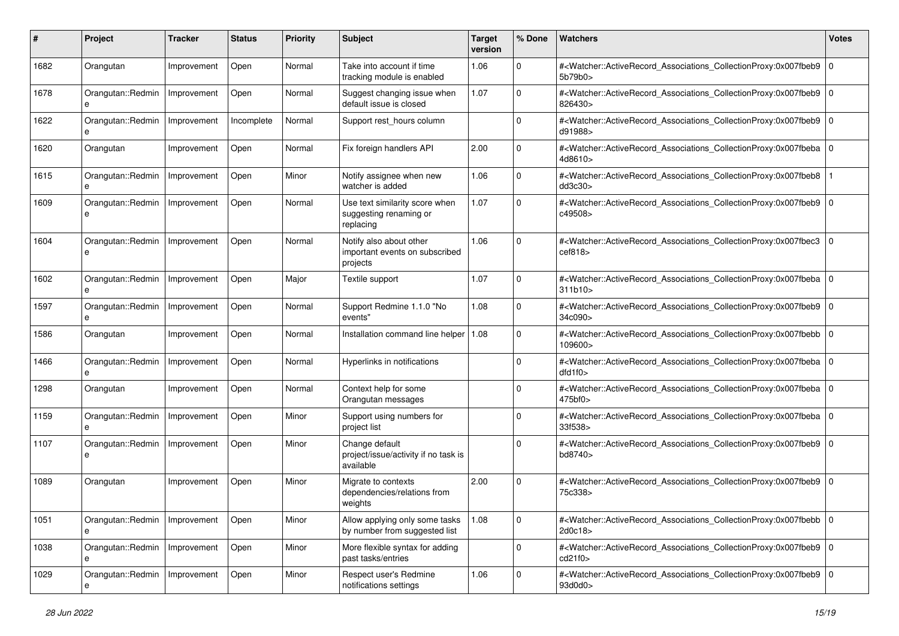| # | Project | Tracker | Status | Priority | Subject | Target version | % Done | Watchers | Votes |
|---|---|---|---|---|---|---|---|---|---|
| 1682 | Orangutan | Improvement | Open | Normal | Take into account if time tracking module is enabled | 1.06 | 0 | #<Watcher::ActiveRecord_Associations_CollectionProxy:0x007fbeb95b79b0> | 0 |
| 1678 | Orangutan::Redmine | Improvement | Open | Normal | Suggest changing issue when default issue is closed | 1.07 | 0 | #<Watcher::ActiveRecord_Associations_CollectionProxy:0x007fbeb9826430> | 0 |
| 1622 | Orangutan::Redmine | Improvement | Incomplete | Normal | Support rest_hours column | | 0 | #<Watcher::ActiveRecord_Associations_CollectionProxy:0x007fbeb9d91988> | 0 |
| 1620 | Orangutan | Improvement | Open | Normal | Fix foreign handlers API | 2.00 | 0 | #<Watcher::ActiveRecord_Associations_CollectionProxy:0x007fbeba4d8610> | 0 |
| 1615 | Orangutan::Redmine | Improvement | Open | Minor | Notify assignee when new watcher is added | 1.06 | 0 | #<Watcher::ActiveRecord_Associations_CollectionProxy:0x007fbeb8dd3c30> | 1 |
| 1609 | Orangutan::Redmine | Improvement | Open | Normal | Use text similarity score when suggesting renaming or replacing | 1.07 | 0 | #<Watcher::ActiveRecord_Associations_CollectionProxy:0x007fbeb9c49508> | 0 |
| 1604 | Orangutan::Redmine | Improvement | Open | Normal | Notify also about other important events on subscribed projects | 1.06 | 0 | #<Watcher::ActiveRecord_Associations_CollectionProxy:0x007fbec3cef818> | 0 |
| 1602 | Orangutan::Redmine | Improvement | Open | Major | Textile support | 1.07 | 0 | #<Watcher::ActiveRecord_Associations_CollectionProxy:0x007fbeba311b10> | 0 |
| 1597 | Orangutan::Redmine | Improvement | Open | Normal | Support Redmine 1.1.0 "No events" | 1.08 | 0 | #<Watcher::ActiveRecord_Associations_CollectionProxy:0x007fbeb934c090> | 0 |
| 1586 | Orangutan | Improvement | Open | Normal | Installation command line helper | 1.08 | 0 | #<Watcher::ActiveRecord_Associations_CollectionProxy:0x007fbebb109600> | 0 |
| 1466 | Orangutan::Redmine | Improvement | Open | Normal | Hyperlinks in notifications | | 0 | #<Watcher::ActiveRecord_Associations_CollectionProxy:0x007fbebadfd1f0> | 0 |
| 1298 | Orangutan | Improvement | Open | Normal | Context help for some Orangutan messages | | 0 | #<Watcher::ActiveRecord_Associations_CollectionProxy:0x007fbeba475bf0> | 0 |
| 1159 | Orangutan::Redmine | Improvement | Open | Minor | Support using numbers for project list | | 0 | #<Watcher::ActiveRecord_Associations_CollectionProxy:0x007fbeba33f538> | 0 |
| 1107 | Orangutan::Redmine | Improvement | Open | Minor | Change default project/issue/activity if no task is available | | 0 | #<Watcher::ActiveRecord_Associations_CollectionProxy:0x007fbeb9bd8740> | 0 |
| 1089 | Orangutan | Improvement | Open | Minor | Migrate to contexts dependencies/relations from weights | 2.00 | 0 | #<Watcher::ActiveRecord_Associations_CollectionProxy:0x007fbeb975c338> | 0 |
| 1051 | Orangutan::Redmine | Improvement | Open | Minor | Allow applying only some tasks by number from suggested list | 1.08 | 0 | #<Watcher::ActiveRecord_Associations_CollectionProxy:0x007fbebb2d0c18> | 0 |
| 1038 | Orangutan::Redmine | Improvement | Open | Minor | More flexible syntax for adding past tasks/entries | | 0 | #<Watcher::ActiveRecord_Associations_CollectionProxy:0x007fbeb9cd21f0> | 0 |
| 1029 | Orangutan::Redmine | Improvement | Open | Minor | Respect user's Redmine notifications settings | 1.06 | 0 | #<Watcher::ActiveRecord_Associations_CollectionProxy:0x007fbeb993d0d0> | 0 |

*28 Jun 2022*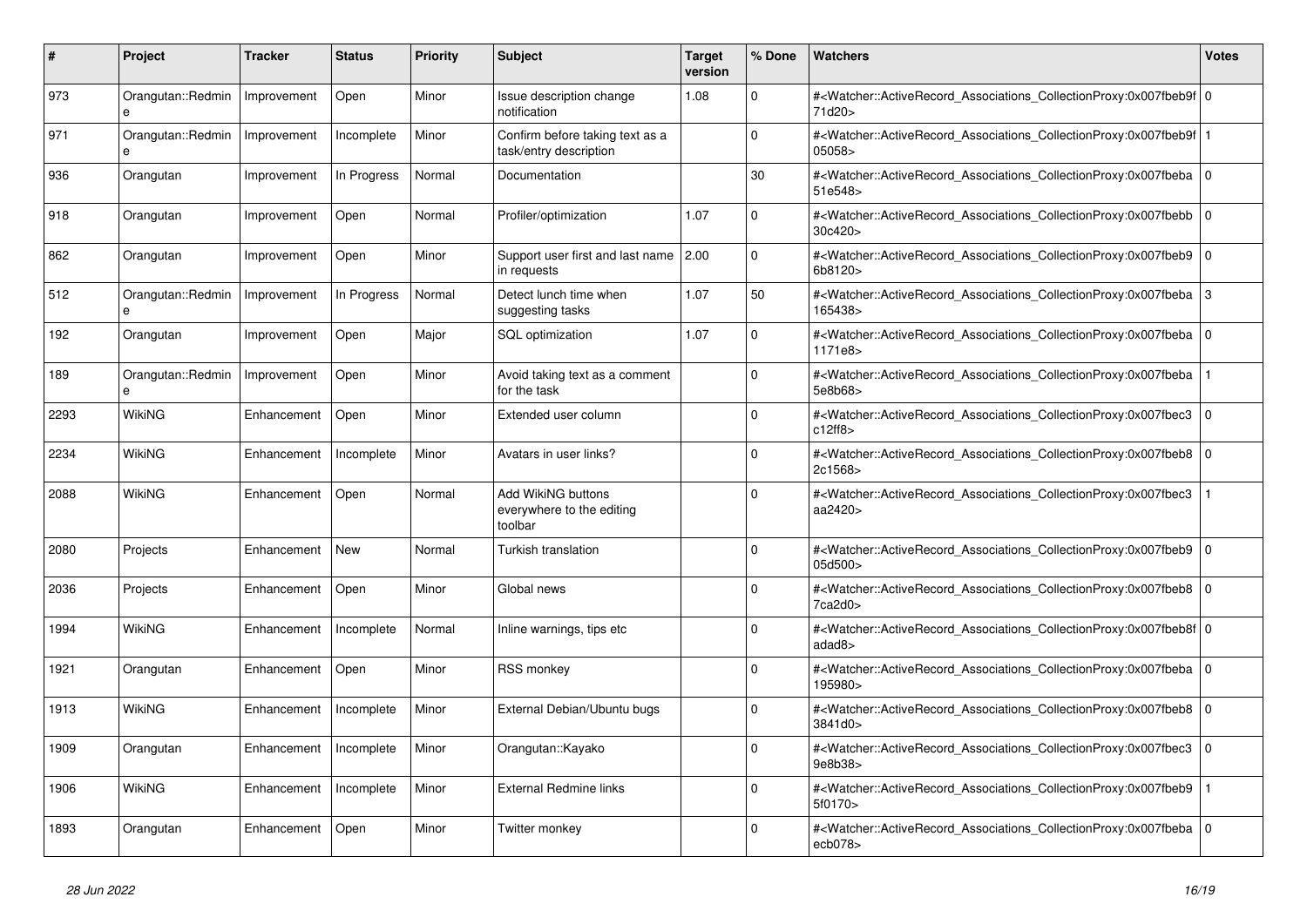| # | Project | Tracker | Status | Priority | Subject | Target version | % Done | Watchers | Votes |
|---|---|---|---|---|---|---|---|---|---|
| 973 | Orangutan::Redmine | Improvement | Open | Minor | Issue description change notification | 1.08 | 0 | #<Watcher::ActiveRecord_Associations_CollectionProxy:0x007fbeb9f71d20> | 0 |
| 971 | Orangutan::Redmine | Improvement | Incomplete | Minor | Confirm before taking text as a task/entry description | | 0 | #<Watcher::ActiveRecord_Associations_CollectionProxy:0x007fbeb9f05058> | 1 |
| 936 | Orangutan | Improvement | In Progress | Normal | Documentation | | 30 | #<Watcher::ActiveRecord_Associations_CollectionProxy:0x007fbeba51e548> | 0 |
| 918 | Orangutan | Improvement | Open | Normal | Profiler/optimization | 1.07 | 0 | #<Watcher::ActiveRecord_Associations_CollectionProxy:0x007fbebb30c420> | 0 |
| 862 | Orangutan | Improvement | Open | Minor | Support user first and last name in requests | 2.00 | 0 | #<Watcher::ActiveRecord_Associations_CollectionProxy:0x007fbeb96b8120> | 0 |
| 512 | Orangutan::Redmine | Improvement | In Progress | Normal | Detect lunch time when suggesting tasks | 1.07 | 50 | #<Watcher::ActiveRecord_Associations_CollectionProxy:0x007fbeba165438> | 3 |
| 192 | Orangutan | Improvement | Open | Major | SQL optimization | 1.07 | 0 | #<Watcher::ActiveRecord_Associations_CollectionProxy:0x007fbeba1171e8> | 0 |
| 189 | Orangutan::Redmine | Improvement | Open | Minor | Avoid taking text as a comment for the task | | 0 | #<Watcher::ActiveRecord_Associations_CollectionProxy:0x007fbeba5e8b68> | 1 |
| 2293 | WikiNG | Enhancement | Open | Minor | Extended user column | | 0 | #<Watcher::ActiveRecord_Associations_CollectionProxy:0x007fbec3c12ff8> | 0 |
| 2234 | WikiNG | Enhancement | Incomplete | Minor | Avatars in user links? | | 0 | #<Watcher::ActiveRecord_Associations_CollectionProxy:0x007fbeb82c1568> | 0 |
| 2088 | WikiNG | Enhancement | Open | Normal | Add WikiNG buttons everywhere to the editing toolbar | | 0 | #<Watcher::ActiveRecord_Associations_CollectionProxy:0x007fbec3aa2420> | 1 |
| 2080 | Projects | Enhancement | New | Normal | Turkish translation | | 0 | #<Watcher::ActiveRecord_Associations_CollectionProxy:0x007fbeb905d500> | 0 |
| 2036 | Projects | Enhancement | Open | Minor | Global news | | 0 | #<Watcher::ActiveRecord_Associations_CollectionProxy:0x007fbeb87ca2d0> | 0 |
| 1994 | WikiNG | Enhancement | Incomplete | Normal | Inline warnings, tips etc | | 0 | #<Watcher::ActiveRecord_Associations_CollectionProxy:0x007fbeb8fadad8> | 0 |
| 1921 | Orangutan | Enhancement | Open | Minor | RSS monkey | | 0 | #<Watcher::ActiveRecord_Associations_CollectionProxy:0x007fbeba195980> | 0 |
| 1913 | WikiNG | Enhancement | Incomplete | Minor | External Debian/Ubuntu bugs | | 0 | #<Watcher::ActiveRecord_Associations_CollectionProxy:0x007fbeb83841d0> | 0 |
| 1909 | Orangutan | Enhancement | Incomplete | Minor | Orangutan::Kayako | | 0 | #<Watcher::ActiveRecord_Associations_CollectionProxy:0x007fbec39e8b38> | 0 |
| 1906 | WikiNG | Enhancement | Incomplete | Minor | External Redmine links | | 0 | #<Watcher::ActiveRecord_Associations_CollectionProxy:0x007fbeb95f0170> | 1 |
| 1893 | Orangutan | Enhancement | Open | Minor | Twitter monkey | | 0 | #<Watcher::ActiveRecord_Associations_CollectionProxy:0x007fbebaecb078> | 0 |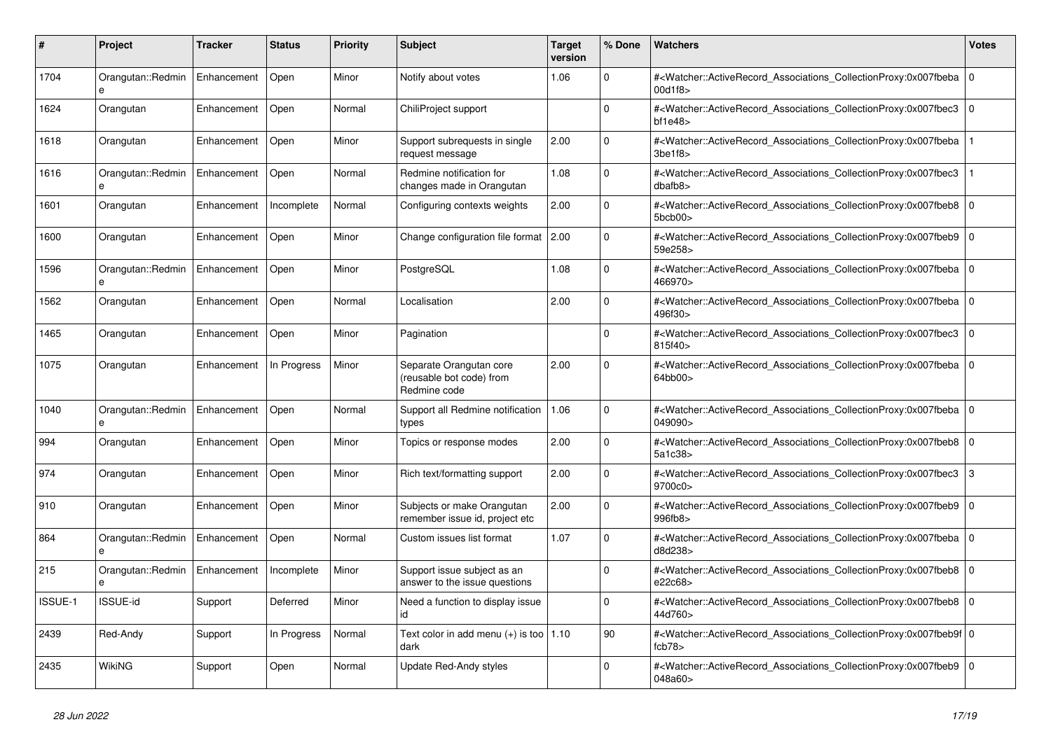| # | Project | Tracker | Status | Priority | Subject | Target version | % Done | Watchers | Votes |
|---|---|---|---|---|---|---|---|---|---|
| 1704 | Orangutan::Redmine | Enhancement | Open | Minor | Notify about votes | 1.06 | 0 | #<Watcher::ActiveRecord_Associations_CollectionProxy:0x007fbeba00d1f8> | 0 |
| 1624 | Orangutan | Enhancement | Open | Normal | ChiliProject support | | 0 | #<Watcher::ActiveRecord_Associations_CollectionProxy:0x007fbec3bf1e48> | 0 |
| 1618 | Orangutan | Enhancement | Open | Minor | Support subrequests in single request message | 2.00 | 0 | #<Watcher::ActiveRecord_Associations_CollectionProxy:0x007fbeba3be1f8> | 1 |
| 1616 | Orangutan::Redmine | Enhancement | Open | Normal | Redmine notification for changes made in Orangutan | 1.08 | 0 | #<Watcher::ActiveRecord_Associations_CollectionProxy:0x007fbec3dbafb8> | 1 |
| 1601 | Orangutan | Enhancement | Incomplete | Normal | Configuring contexts weights | 2.00 | 0 | #<Watcher::ActiveRecord_Associations_CollectionProxy:0x007fbeb85bcb00> | 0 |
| 1600 | Orangutan | Enhancement | Open | Minor | Change configuration file format | 2.00 | 0 | #<Watcher::ActiveRecord_Associations_CollectionProxy:0x007fbeb959e258> | 0 |
| 1596 | Orangutan::Redmine | Enhancement | Open | Minor | PostgreSQL | 1.08 | 0 | #<Watcher::ActiveRecord_Associations_CollectionProxy:0x007fbeba466970> | 0 |
| 1562 | Orangutan | Enhancement | Open | Normal | Localisation | 2.00 | 0 | #<Watcher::ActiveRecord_Associations_CollectionProxy:0x007fbeba496f30> | 0 |
| 1465 | Orangutan | Enhancement | Open | Minor | Pagination | | 0 | #<Watcher::ActiveRecord_Associations_CollectionProxy:0x007fbec3815f40> | 0 |
| 1075 | Orangutan | Enhancement | In Progress | Minor | Separate Orangutan core (reusable bot code) from Redmine code | 2.00 | 0 | #<Watcher::ActiveRecord_Associations_CollectionProxy:0x007fbeba64bb00> | 0 |
| 1040 | Orangutan::Redmine | Enhancement | Open | Normal | Support all Redmine notification types | 1.06 | 0 | #<Watcher::ActiveRecord_Associations_CollectionProxy:0x007fbeba049090> | 0 |
| 994 | Orangutan | Enhancement | Open | Minor | Topics or response modes | 2.00 | 0 | #<Watcher::ActiveRecord_Associations_CollectionProxy:0x007fbeb85a1c38> | 0 |
| 974 | Orangutan | Enhancement | Open | Minor | Rich text/formatting support | 2.00 | 0 | #<Watcher::ActiveRecord_Associations_CollectionProxy:0x007fbec39700c0> | 3 |
| 910 | Orangutan | Enhancement | Open | Minor | Subjects or make Orangutan remember issue id, project etc | 2.00 | 0 | #<Watcher::ActiveRecord_Associations_CollectionProxy:0x007fbeb9996fb8> | 0 |
| 864 | Orangutan::Redmine | Enhancement | Open | Normal | Custom issues list format | 1.07 | 0 | #<Watcher::ActiveRecord_Associations_CollectionProxy:0x007fbebad8d238> | 0 |
| 215 | Orangutan::Redmine | Enhancement | Incomplete | Minor | Support issue subject as an answer to the issue questions | | 0 | #<Watcher::ActiveRecord_Associations_CollectionProxy:0x007fbeb8e22c68> | 0 |
| ISSUE-1 | ISSUE-id | Support | Deferred | Minor | Need a function to display issue id | | 0 | #<Watcher::ActiveRecord_Associations_CollectionProxy:0x007fbeb844d760> | 0 |
| 2439 | Red-Andy | Support | In Progress | Normal | Text color in add menu (+) is too dark | 1.10 | 90 | #<Watcher::ActiveRecord_Associations_CollectionProxy:0x007fbeb9ffcb78> | 0 |
| 2435 | WikiNG | Support | Open | Normal | Update Red-Andy styles | | 0 | #<Watcher::ActiveRecord_Associations_CollectionProxy:0x007fbeb9048a60> | 0 |

*28 Jun 2022*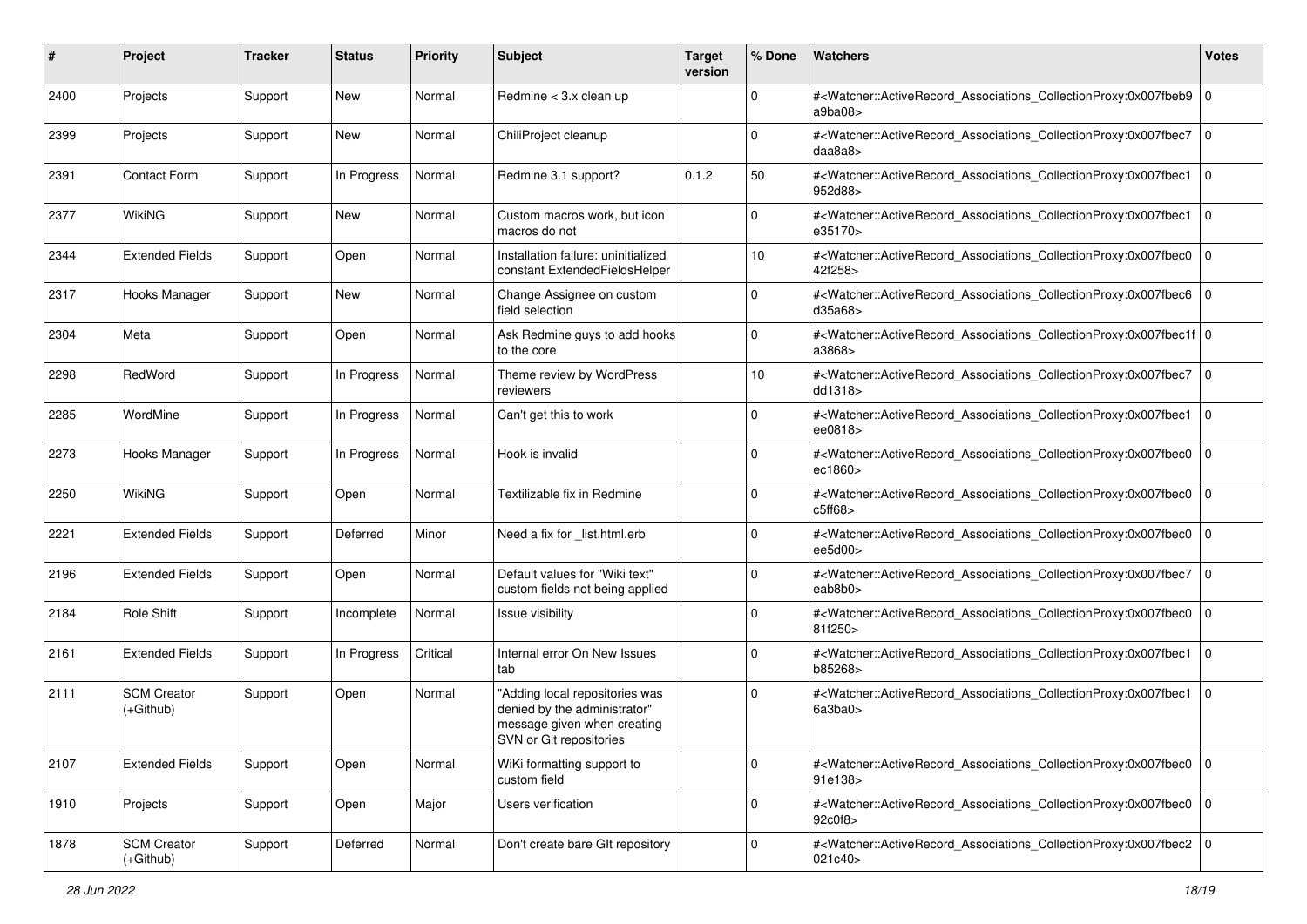| # | Project | Tracker | Status | Priority | Subject | Target version | % Done | Watchers | Votes |
|---|---|---|---|---|---|---|---|---|---|
| 2400 | Projects | Support | New | Normal | Redmine < 3.x clean up | | 0 | #<Watcher::ActiveRecord_Associations_CollectionProxy:0x007fbeb9a9ba08> | 0 |
| 2399 | Projects | Support | New | Normal | ChiliProject cleanup | | 0 | #<Watcher::ActiveRecord_Associations_CollectionProxy:0x007fbec7daa8a8> | 0 |
| 2391 | Contact Form | Support | In Progress | Normal | Redmine 3.1 support? | 0.1.2 | 50 | #<Watcher::ActiveRecord_Associations_CollectionProxy:0x007fbec1952d88> | 0 |
| 2377 | WikiNG | Support | New | Normal | Custom macros work, but icon macros do not | | 0 | #<Watcher::ActiveRecord_Associations_CollectionProxy:0x007fbec1e35170> | 0 |
| 2344 | Extended Fields | Support | Open | Normal | Installation failure: uninitialized constant ExtendedFieldsHelper | | 10 | #<Watcher::ActiveRecord_Associations_CollectionProxy:0x007fbec042f258> | 0 |
| 2317 | Hooks Manager | Support | New | Normal | Change Assignee on custom field selection | | 0 | #<Watcher::ActiveRecord_Associations_CollectionProxy:0x007fbec6d35a68> | 0 |
| 2304 | Meta | Support | Open | Normal | Ask Redmine guys to add hooks to the core | | 0 | #<Watcher::ActiveRecord_Associations_CollectionProxy:0x007fbec1fa3868> | 0 |
| 2298 | RedWord | Support | In Progress | Normal | Theme review by WordPress reviewers | | 10 | #<Watcher::ActiveRecord_Associations_CollectionProxy:0x007fbec7dd1318> | 0 |
| 2285 | WordMine | Support | In Progress | Normal | Can't get this to work | | 0 | #<Watcher::ActiveRecord_Associations_CollectionProxy:0x007fbec1ee0818> | 0 |
| 2273 | Hooks Manager | Support | In Progress | Normal | Hook is invalid | | 0 | #<Watcher::ActiveRecord_Associations_CollectionProxy:0x007fbec0ec1860> | 0 |
| 2250 | WikiNG | Support | Open | Normal | Textilizable fix in Redmine | | 0 | #<Watcher::ActiveRecord_Associations_CollectionProxy:0x007fbec0c5ff68> | 0 |
| 2221 | Extended Fields | Support | Deferred | Minor | Need a fix for _list.html.erb | | 0 | #<Watcher::ActiveRecord_Associations_CollectionProxy:0x007fbec0ee5d00> | 0 |
| 2196 | Extended Fields | Support | Open | Normal | Default values for "Wiki text" custom fields not being applied | | 0 | #<Watcher::ActiveRecord_Associations_CollectionProxy:0x007fbec7eab8b0> | 0 |
| 2184 | Role Shift | Support | Incomplete | Normal | Issue visibility | | 0 | #<Watcher::ActiveRecord_Associations_CollectionProxy:0x007fbec081f250> | 0 |
| 2161 | Extended Fields | Support | In Progress | Critical | Internal error On New Issues tab | | 0 | #<Watcher::ActiveRecord_Associations_CollectionProxy:0x007fbec1b85268> | 0 |
| 2111 | SCM Creator (+Github) | Support | Open | Normal | "Adding local repositories was denied by the administrator" message given when creating SVN or Git repositories | | 0 | #<Watcher::ActiveRecord_Associations_CollectionProxy:0x007fbec16a3ba0> | 0 |
| 2107 | Extended Fields | Support | Open | Normal | WiKi formatting support to custom field | | 0 | #<Watcher::ActiveRecord_Associations_CollectionProxy:0x007fbec091e138> | 0 |
| 1910 | Projects | Support | Open | Major | Users verification | | 0 | #<Watcher::ActiveRecord_Associations_CollectionProxy:0x007fbec092c0f8> | 0 |
| 1878 | SCM Creator (+Github) | Support | Deferred | Normal | Don't create bare GIt repository | | 0 | #<Watcher::ActiveRecord_Associations_CollectionProxy:0x007fbec2021c40> | 0 |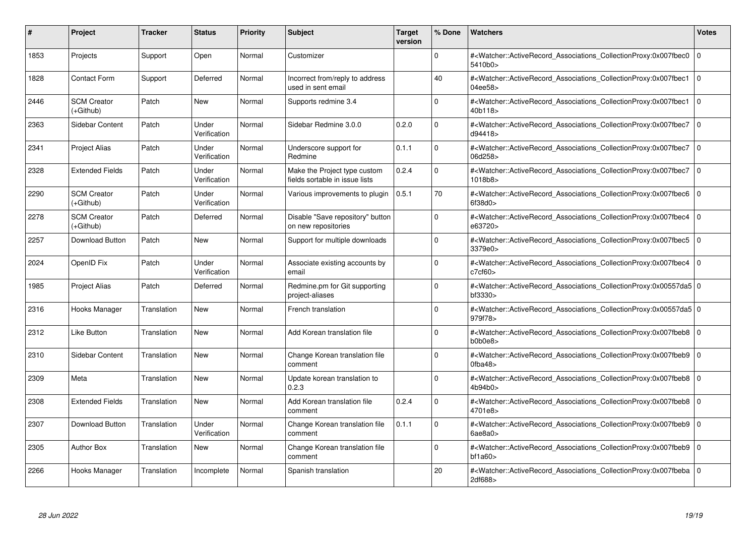| # | Project | Tracker | Status | Priority | Subject | Target version | % Done | Watchers | Votes |
|---|---|---|---|---|---|---|---|---|---|
| 1853 | Projects | Support | Open | Normal | Customizer | | 0 | #<Watcher::ActiveRecord_Associations_CollectionProxy:0x007fbec05410b0> | 0 |
| 1828 | Contact Form | Support | Deferred | Normal | Incorrect from/reply to address used in sent email | | 40 | #<Watcher::ActiveRecord_Associations_CollectionProxy:0x007fbec104ee58> | 0 |
| 2446 | SCM Creator (+Github) | Patch | New | Normal | Supports redmine 3.4 | | 0 | #<Watcher::ActiveRecord_Associations_CollectionProxy:0x007fbec140b118> | 0 |
| 2363 | Sidebar Content | Patch | Under Verification | Normal | Sidebar Redmine 3.0.0 | 0.2.0 | 0 | #<Watcher::ActiveRecord_Associations_CollectionProxy:0x007fbec7d94418> | 0 |
| 2341 | Project Alias | Patch | Under Verification | Normal | Underscore support for Redmine | 0.1.1 | 0 | #<Watcher::ActiveRecord_Associations_CollectionProxy:0x007fbec706d258> | 0 |
| 2328 | Extended Fields | Patch | Under Verification | Normal | Make the Project type custom fields sortable in issue lists | 0.2.4 | 0 | #<Watcher::ActiveRecord_Associations_CollectionProxy:0x007fbec71018b8> | 0 |
| 2290 | SCM Creator (+Github) | Patch | Under Verification | Normal | Various improvements to plugin | 0.5.1 | 70 | #<Watcher::ActiveRecord_Associations_CollectionProxy:0x007fbec66f38d0> | 0 |
| 2278 | SCM Creator (+Github) | Patch | Deferred | Normal | Disable "Save repository" button on new repositories | | 0 | #<Watcher::ActiveRecord_Associations_CollectionProxy:0x007fbec4e63720> | 0 |
| 2257 | Download Button | Patch | New | Normal | Support for multiple downloads | | 0 | #<Watcher::ActiveRecord_Associations_CollectionProxy:0x007fbec53379e0> | 0 |
| 2024 | OpenID Fix | Patch | Under Verification | Normal | Associate existing accounts by email | | 0 | #<Watcher::ActiveRecord_Associations_CollectionProxy:0x007fbec4c7cf60> | 0 |
| 1985 | Project Alias | Patch | Deferred | Normal | Redmine.pm for Git supporting project-aliases | | 0 | #<Watcher::ActiveRecord_Associations_CollectionProxy:0x00557da5bf3330> | 0 |
| 2316 | Hooks Manager | Translation | New | Normal | French translation | | 0 | #<Watcher::ActiveRecord_Associations_CollectionProxy:0x00557da5979f78> | 0 |
| 2312 | Like Button | Translation | New | Normal | Add Korean translation file | | 0 | #<Watcher::ActiveRecord_Associations_CollectionProxy:0x007fbeb8b0b0e8> | 0 |
| 2310 | Sidebar Content | Translation | New | Normal | Change Korean translation file comment | | 0 | #<Watcher::ActiveRecord_Associations_CollectionProxy:0x007fbeb90fba48> | 0 |
| 2309 | Meta | Translation | New | Normal | Update korean translation to 0.2.3 | | 0 | #<Watcher::ActiveRecord_Associations_CollectionProxy:0x007fbeb84b94b0> | 0 |
| 2308 | Extended Fields | Translation | New | Normal | Add Korean translation file comment | 0.2.4 | 0 | #<Watcher::ActiveRecord_Associations_CollectionProxy:0x007fbeb84701e8> | 0 |
| 2307 | Download Button | Translation | Under Verification | Normal | Change Korean translation file comment | 0.1.1 | 0 | #<Watcher::ActiveRecord_Associations_CollectionProxy:0x007fbeb96ae8a0> | 0 |
| 2305 | Author Box | Translation | New | Normal | Change Korean translation file comment | | 0 | #<Watcher::ActiveRecord_Associations_CollectionProxy:0x007fbeb9bf1a60> | 0 |
| 2266 | Hooks Manager | Translation | Incomplete | Normal | Spanish translation | | 20 | #<Watcher::ActiveRecord_Associations_CollectionProxy:0x007fbeba2df688> | 0 |

*28 Jun 2022*